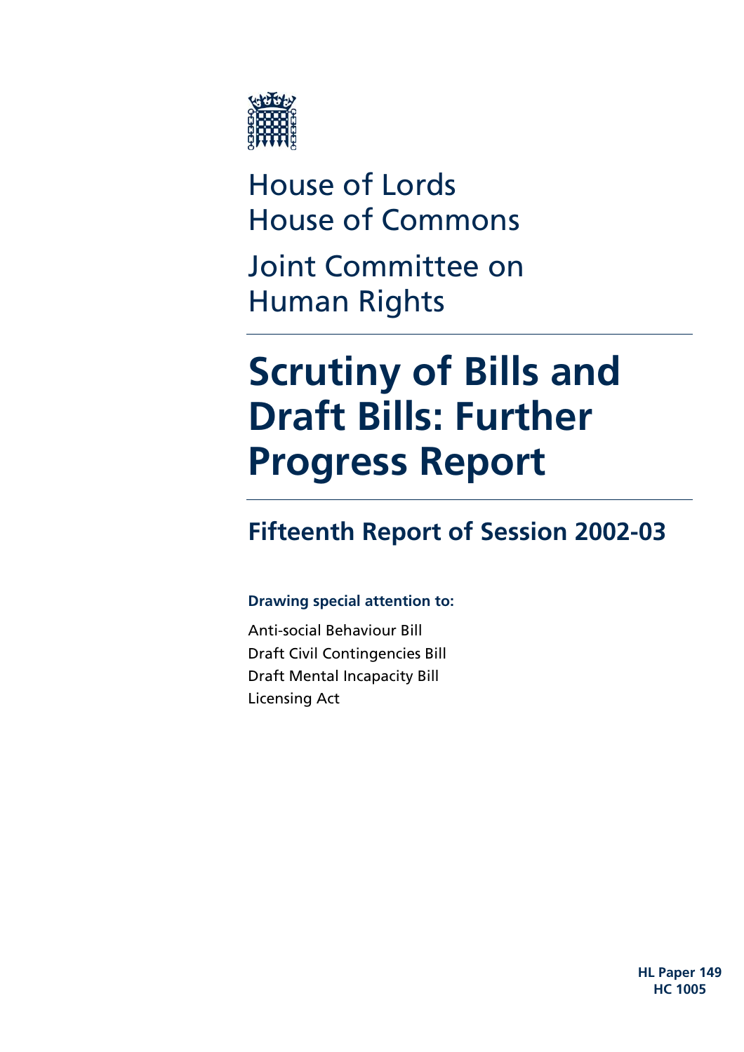House of Lords
House of Commons

Joint Committee on Human Rights

# Scrutiny of Bills and Draft Bills: Further Progress Report

## Fifteenth Report of Session 2002-03

**Drawing special attention to:**

Anti-social Behaviour Bill
Draft Civil Contingencies Bill
Draft Mental Incapacity Bill
Licensing Act

**HL Paper 149**
**HC 1005**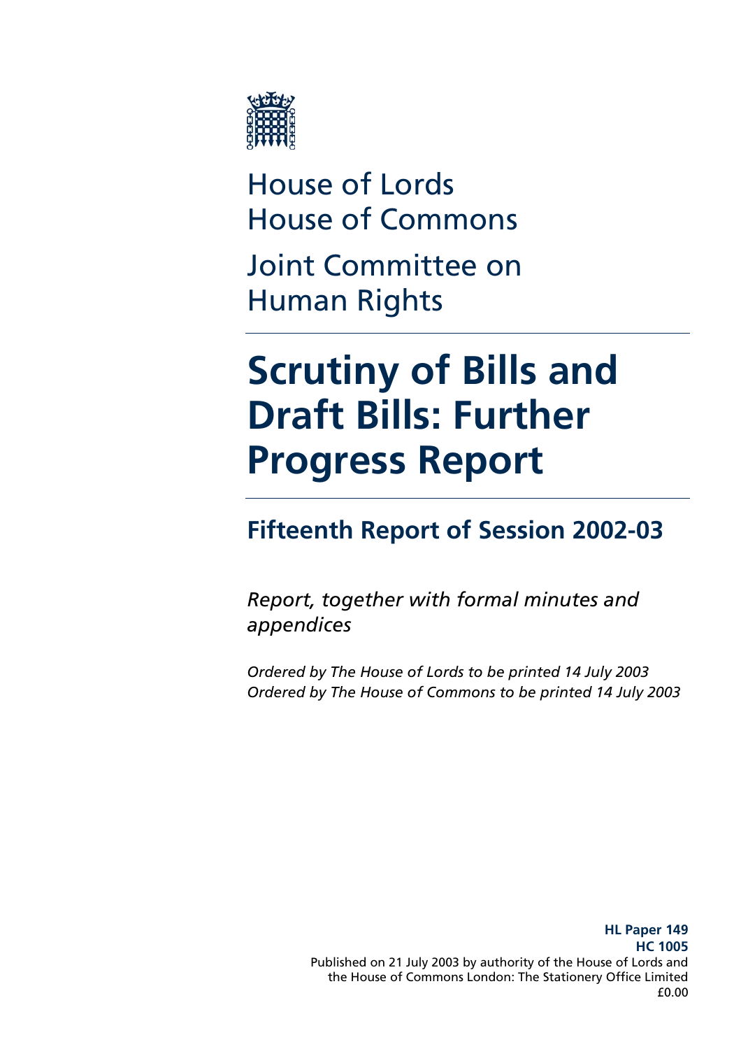House of Lords
House of Commons

Joint Committee on Human Rights

# Scrutiny of Bills and Draft Bills: Further Progress Report

## Fifteenth Report of Session 2002-03

*Report, together with formal minutes and appendices*

*Ordered by The House of Lords to be printed 14 July 2003*
*Ordered by The House of Commons to be printed 14 July 2003*

**HL Paper 149**
**HC 1005**
Published on 21 July 2003 by authority of the House of Lords and the House of Commons London: The Stationery Office Limited
£0.00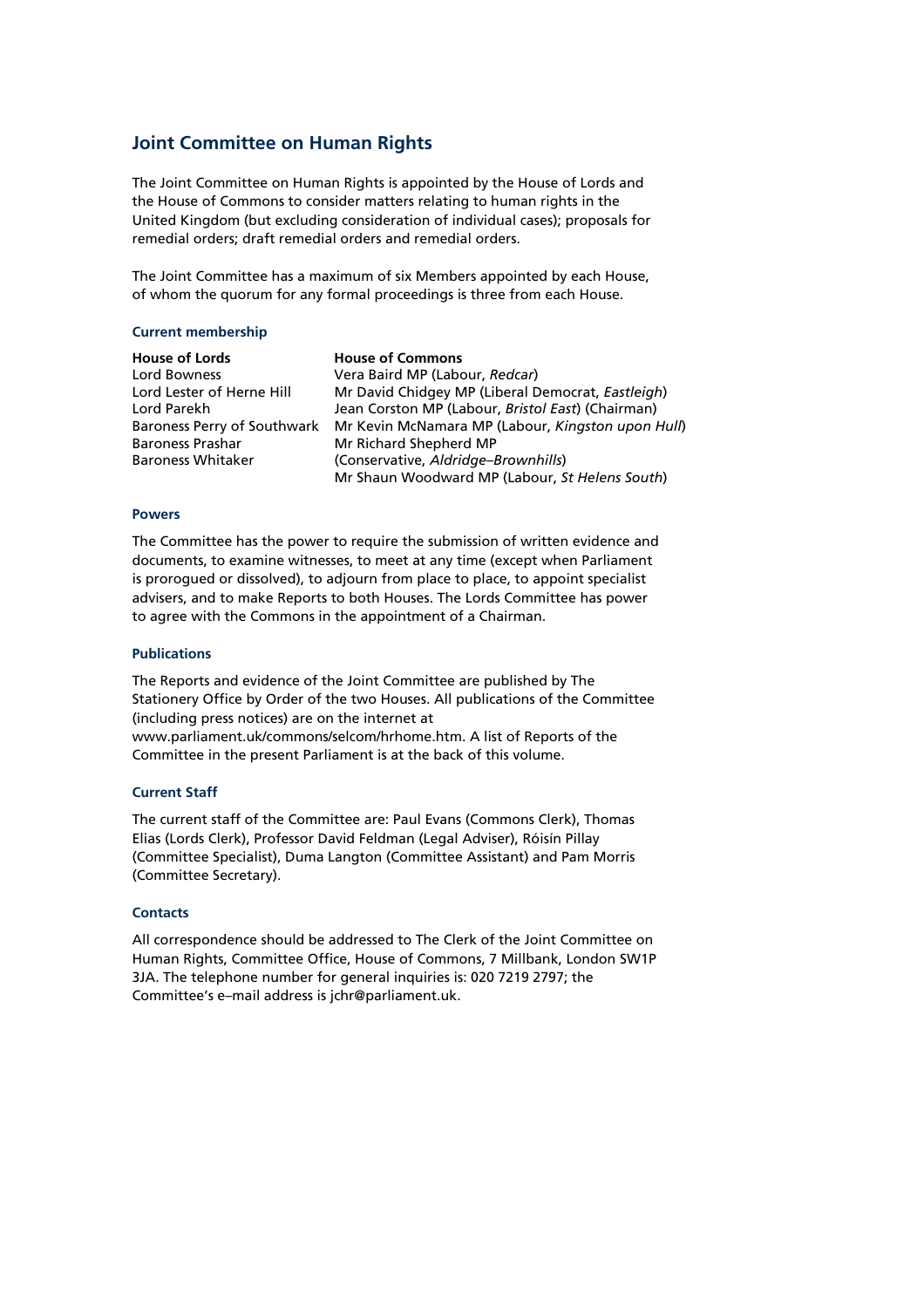## Joint Committee on Human Rights

The Joint Committee on Human Rights is appointed by the House of Lords and the House of Commons to consider matters relating to human rights in the United Kingdom (but excluding consideration of individual cases); proposals for remedial orders; draft remedial orders and remedial orders.

The Joint Committee has a maximum of six Members appointed by each House, of whom the quorum for any formal proceedings is three from each House.

### Current membership

| House of Lords | House of Commons |
|---|---|
| Lord Bowness | Vera Baird MP (Labour, *Redcar*) |
| Lord Lester of Herne Hill | Mr David Chidgey MP (Liberal Democrat, *Eastleigh*) |
| Lord Parekh | Jean Corston MP (Labour, *Bristol East*) (Chairman) |
| Baroness Perry of Southwark | Mr Kevin McNamara MP (Labour, *Kingston upon Hull*) |
| Baroness Prashar | Mr Richard Shepherd MP (Conservative, *Aldridge–Brownhills*) |
| Baroness Whitaker | Mr Shaun Woodward MP (Labour, *St Helens South*) |

### Powers

The Committee has the power to require the submission of written evidence and documents, to examine witnesses, to meet at any time (except when Parliament is prorogued or dissolved), to adjourn from place to place, to appoint specialist advisers, and to make Reports to both Houses. The Lords Committee has power to agree with the Commons in the appointment of a Chairman.

### Publications

The Reports and evidence of the Joint Committee are published by The Stationery Office by Order of the two Houses. All publications of the Committee (including press notices) are on the internet at www.parliament.uk/commons/selcom/hrhome.htm. A list of Reports of the Committee in the present Parliament is at the back of this volume.

### Current Staff

The current staff of the Committee are: Paul Evans (Commons Clerk), Thomas Elias (Lords Clerk), Professor David Feldman (Legal Adviser), Róisín Pillay (Committee Specialist), Duma Langton (Committee Assistant) and Pam Morris (Committee Secretary).

### Contacts

All correspondence should be addressed to The Clerk of the Joint Committee on Human Rights, Committee Office, House of Commons, 7 Millbank, London SW1P 3JA. The telephone number for general inquiries is: 020 7219 2797; the Committee's e–mail address is jchr@parliament.uk.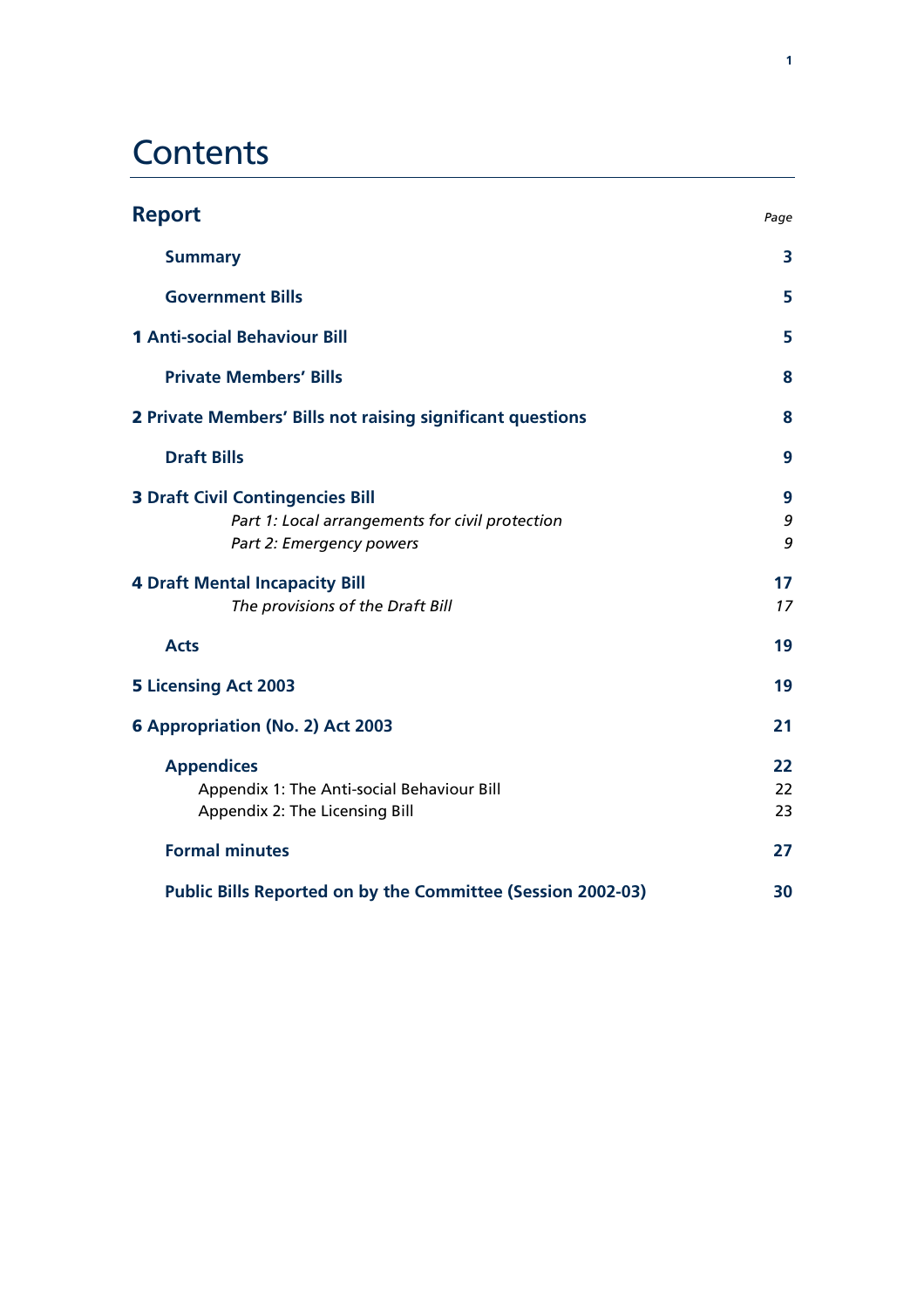# Contents

| **Report** | *Page* |
|---|---|
| **Summary** | **3** |
| **Government Bills** | **5** |
| **1 Anti-social Behaviour Bill** | **5** |
| **Private Members' Bills** | **8** |
| **2 Private Members' Bills not raising significant questions** | **8** |
| **Draft Bills** | **9** |
| **3 Draft Civil Contingencies Bill** | **9** |
| *Part 1: Local arrangements for civil protection* | *9* |
| *Part 2: Emergency powers* | *9* |
| **4 Draft Mental Incapacity Bill** | **17** |
| *The provisions of the Draft Bill* | *17* |
| **Acts** | **19** |
| **5 Licensing Act 2003** | **19** |
| **6 Appropriation (No. 2) Act 2003** | **21** |
| **Appendices** | **22** |
| Appendix 1: The Anti-social Behaviour Bill | 22 |
| Appendix 2: The Licensing Bill | 23 |
| **Formal minutes** | **27** |
| **Public Bills Reported on by the Committee (Session 2002-03)** | **30** |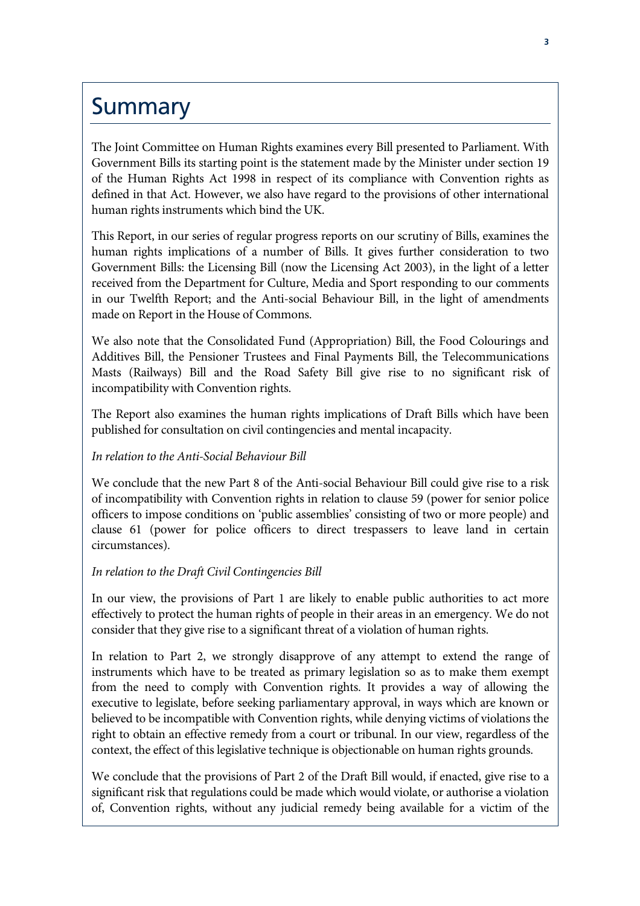# Summary

The Joint Committee on Human Rights examines every Bill presented to Parliament. With Government Bills its starting point is the statement made by the Minister under section 19 of the Human Rights Act 1998 in respect of its compliance with Convention rights as defined in that Act. However, we also have regard to the provisions of other international human rights instruments which bind the UK.

This Report, in our series of regular progress reports on our scrutiny of Bills, examines the human rights implications of a number of Bills. It gives further consideration to two Government Bills: the Licensing Bill (now the Licensing Act 2003), in the light of a letter received from the Department for Culture, Media and Sport responding to our comments in our Twelfth Report; and the Anti-social Behaviour Bill, in the light of amendments made on Report in the House of Commons.

We also note that the Consolidated Fund (Appropriation) Bill, the Food Colourings and Additives Bill, the Pensioner Trustees and Final Payments Bill, the Telecommunications Masts (Railways) Bill and the Road Safety Bill give rise to no significant risk of incompatibility with Convention rights.

The Report also examines the human rights implications of Draft Bills which have been published for consultation on civil contingencies and mental incapacity.

*In relation to the Anti-Social Behaviour Bill*

We conclude that the new Part 8 of the Anti-social Behaviour Bill could give rise to a risk of incompatibility with Convention rights in relation to clause 59 (power for senior police officers to impose conditions on 'public assemblies' consisting of two or more people) and clause 61 (power for police officers to direct trespassers to leave land in certain circumstances).

*In relation to the Draft Civil Contingencies Bill*

In our view, the provisions of Part 1 are likely to enable public authorities to act more effectively to protect the human rights of people in their areas in an emergency. We do not consider that they give rise to a significant threat of a violation of human rights.

In relation to Part 2, we strongly disapprove of any attempt to extend the range of instruments which have to be treated as primary legislation so as to make them exempt from the need to comply with Convention rights. It provides a way of allowing the executive to legislate, before seeking parliamentary approval, in ways which are known or believed to be incompatible with Convention rights, while denying victims of violations the right to obtain an effective remedy from a court or tribunal. In our view, regardless of the context, the effect of this legislative technique is objectionable on human rights grounds.

We conclude that the provisions of Part 2 of the Draft Bill would, if enacted, give rise to a significant risk that regulations could be made which would violate, or authorise a violation of, Convention rights, without any judicial remedy being available for a victim of the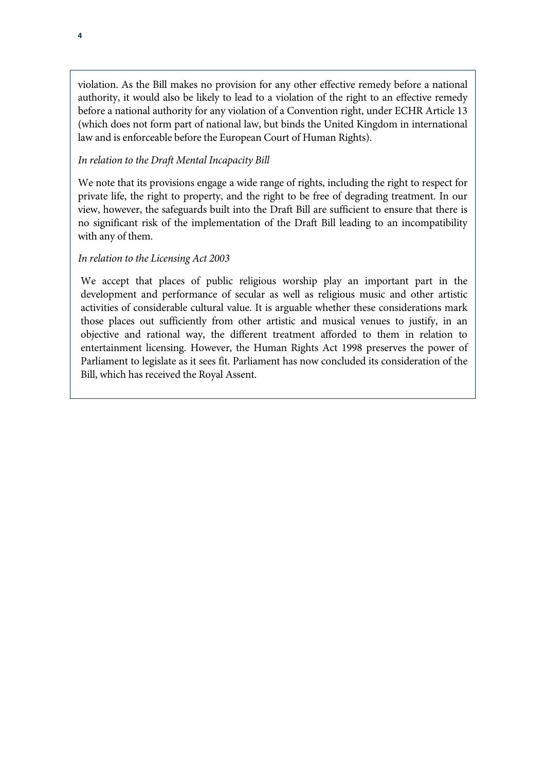violation. As the Bill makes no provision for any other effective remedy before a national authority, it would also be likely to lead to a violation of the right to an effective remedy before a national authority for any violation of a Convention right, under ECHR Article 13 (which does not form part of national law, but binds the United Kingdom in international law and is enforceable before the European Court of Human Rights).

*In relation to the Draft Mental Incapacity Bill*

We note that its provisions engage a wide range of rights, including the right to respect for private life, the right to property, and the right to be free of degrading treatment. In our view, however, the safeguards built into the Draft Bill are sufficient to ensure that there is no significant risk of the implementation of the Draft Bill leading to an incompatibility with any of them.

*In relation to the Licensing Act 2003*

We accept that places of public religious worship play an important part in the development and performance of secular as well as religious music and other artistic activities of considerable cultural value. It is arguable whether these considerations mark those places out sufficiently from other artistic and musical venues to justify, in an objective and rational way, the different treatment afforded to them in relation to entertainment licensing. However, the Human Rights Act 1998 preserves the power of Parliament to legislate as it sees fit. Parliament has now concluded its consideration of the Bill, which has received the Royal Assent.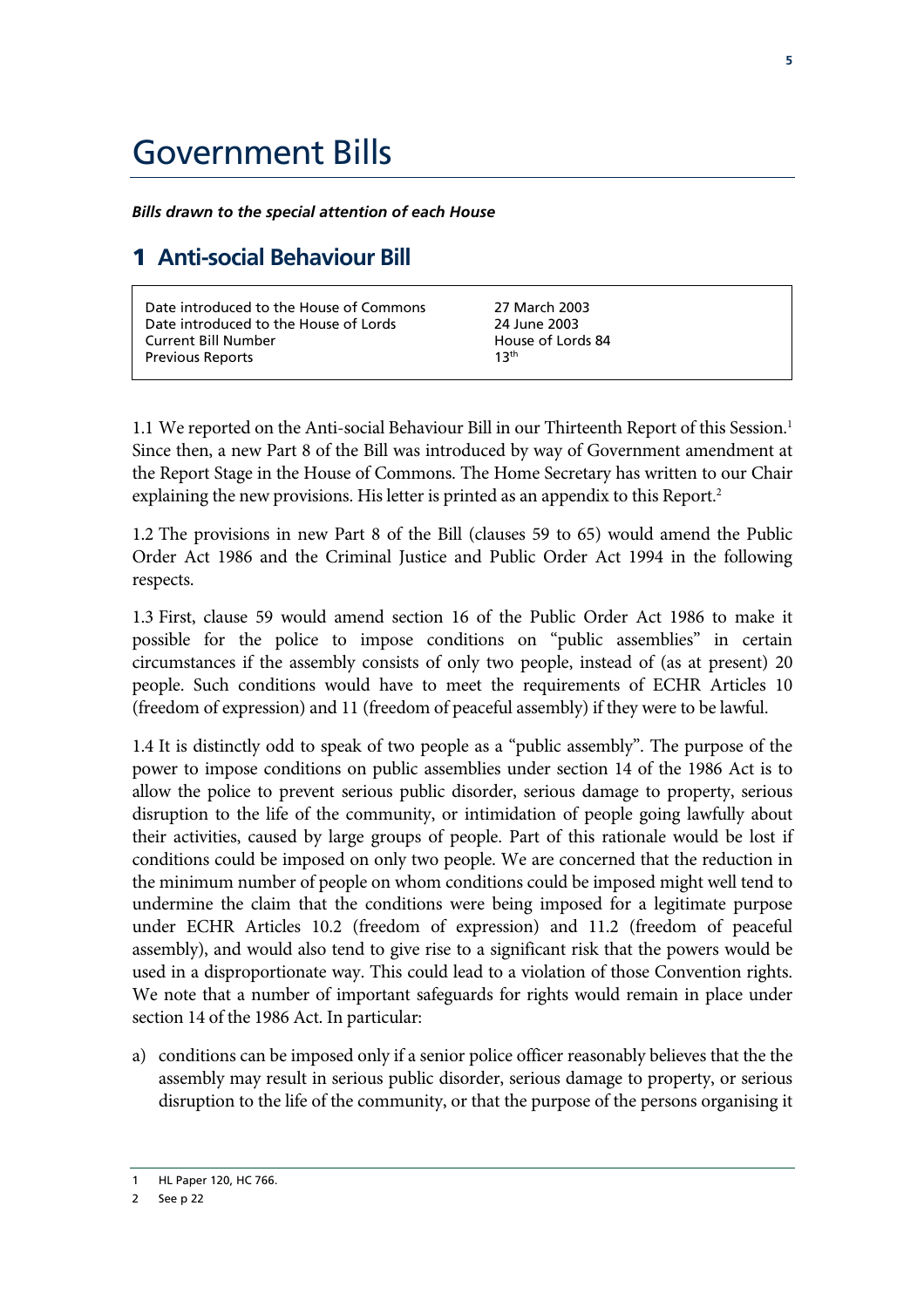# Government Bills

***Bills drawn to the special attention of each House***

## 1 Anti-social Behaviour Bill

| | |
|---|---|
| Date introduced to the House of Commons | 27 March 2003 |
| Date introduced to the House of Lords | 24 June 2003 |
| Current Bill Number | House of Lords 84 |
| Previous Reports | 13th |

1.1 We reported on the Anti-social Behaviour Bill in our Thirteenth Report of this Session.[1] Since then, a new Part 8 of the Bill was introduced by way of Government amendment at the Report Stage in the House of Commons. The Home Secretary has written to our Chair explaining the new provisions. His letter is printed as an appendix to this Report.[2]

1.2 The provisions in new Part 8 of the Bill (clauses 59 to 65) would amend the Public Order Act 1986 and the Criminal Justice and Public Order Act 1994 in the following respects.

1.3 First, clause 59 would amend section 16 of the Public Order Act 1986 to make it possible for the police to impose conditions on "public assemblies" in certain circumstances if the assembly consists of only two people, instead of (as at present) 20 people. Such conditions would have to meet the requirements of ECHR Articles 10 (freedom of expression) and 11 (freedom of peaceful assembly) if they were to be lawful.

1.4 It is distinctly odd to speak of two people as a "public assembly". The purpose of the power to impose conditions on public assemblies under section 14 of the 1986 Act is to allow the police to prevent serious public disorder, serious damage to property, serious disruption to the life of the community, or intimidation of people going lawfully about their activities, caused by large groups of people. Part of this rationale would be lost if conditions could be imposed on only two people. We are concerned that the reduction in the minimum number of people on whom conditions could be imposed might well tend to undermine the claim that the conditions were being imposed for a legitimate purpose under ECHR Articles 10.2 (freedom of expression) and 11.2 (freedom of peaceful assembly), and would also tend to give rise to a significant risk that the powers would be used in a disproportionate way. This could lead to a violation of those Convention rights. We note that a number of important safeguards for rights would remain in place under section 14 of the 1986 Act. In particular:

a) conditions can be imposed only if a senior police officer reasonably believes that the the assembly may result in serious public disorder, serious damage to property, or serious disruption to the life of the community, or that the purpose of the persons organising it

---

1 HL Paper 120, HC 766.

2 See p 22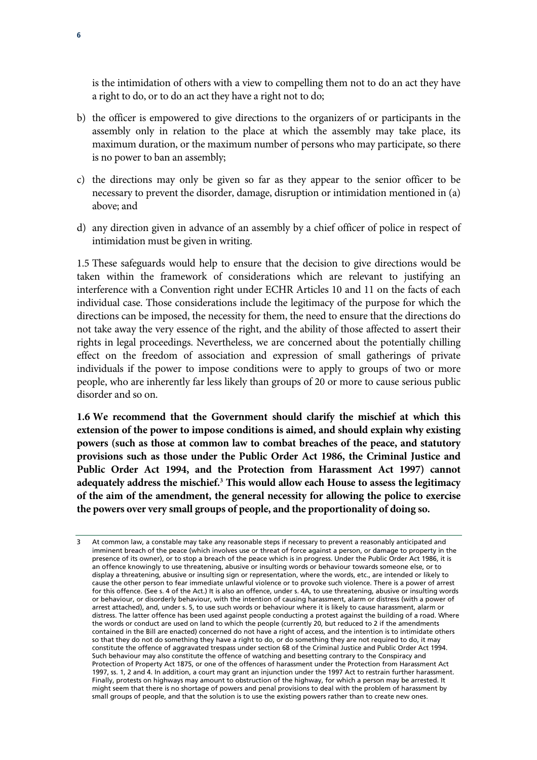is the intimidation of others with a view to compelling them not to do an act they have a right to do, or to do an act they have a right not to do;

b) the officer is empowered to give directions to the organizers of or participants in the assembly only in relation to the place at which the assembly may take place, its maximum duration, or the maximum number of persons who may participate, so there is no power to ban an assembly;

c) the directions may only be given so far as they appear to the senior officer to be necessary to prevent the disorder, damage, disruption or intimidation mentioned in (a) above; and

d) any direction given in advance of an assembly by a chief officer of police in respect of intimidation must be given in writing.

1.5 These safeguards would help to ensure that the decision to give directions would be taken within the framework of considerations which are relevant to justifying an interference with a Convention right under ECHR Articles 10 and 11 on the facts of each individual case. Those considerations include the legitimacy of the purpose for which the directions can be imposed, the necessity for them, the need to ensure that the directions do not take away the very essence of the right, and the ability of those affected to assert their rights in legal proceedings. Nevertheless, we are concerned about the potentially chilling effect on the freedom of association and expression of small gatherings of private individuals if the power to impose conditions were to apply to groups of two or more people, who are inherently far less likely than groups of 20 or more to cause serious public disorder and so on.

**1.6 We recommend that the Government should clarify the mischief at which this extension of the power to impose conditions is aimed, and should explain why existing powers (such as those at common law to combat breaches of the peace, and statutory provisions such as those under the Public Order Act 1986, the Criminal Justice and Public Order Act 1994, and the Protection from Harassment Act 1997) cannot adequately address the mischief.[3] This would allow each House to assess the legitimacy of the aim of the amendment, the general necessity for allowing the police to exercise the powers over very small groups of people, and the proportionality of doing so.**

---

3 At common law, a constable may take any reasonable steps if necessary to prevent a reasonably anticipated and imminent breach of the peace (which involves use or threat of force against a person, or damage to property in the presence of its owner), or to stop a breach of the peace which is in progress. Under the Public Order Act 1986, it is an offence knowingly to use threatening, abusive or insulting words or behaviour towards someone else, or to display a threatening, abusive or insulting sign or representation, where the words, etc., are intended or likely to cause the other person to fear immediate unlawful violence or to provoke such violence. There is a power of arrest for this offence. (See s. 4 of the Act.) It is also an offence, under s. 4A, to use threatening, abusive or insulting words or behaviour, or disorderly behaviour, with the intention of causing harassment, alarm or distress (with a power of arrest attached), and, under s. 5, to use such words or behaviour where it is likely to cause harassment, alarm or distress. The latter offence has been used against people conducting a protest against the building of a road. Where the words or conduct are used on land to which the people (currently 20, but reduced to 2 if the amendments contained in the Bill are enacted) concerned do not have a right of access, and the intention is to intimidate others so that they do not do something they have a right to do, or do something they are not required to do, it may constitute the offence of aggravated trespass under section 68 of the Criminal Justice and Public Order Act 1994. Such behaviour may also constitute the offence of watching and besetting contrary to the Conspiracy and Protection of Property Act 1875, or one of the offences of harassment under the Protection from Harassment Act 1997, ss. 1, 2 and 4. In addition, a court may grant an injunction under the 1997 Act to restrain further harassment. Finally, protests on highways may amount to obstruction of the highway, for which a person may be arrested. It might seem that there is no shortage of powers and penal provisions to deal with the problem of harassment by small groups of people, and that the solution is to use the existing powers rather than to create new ones.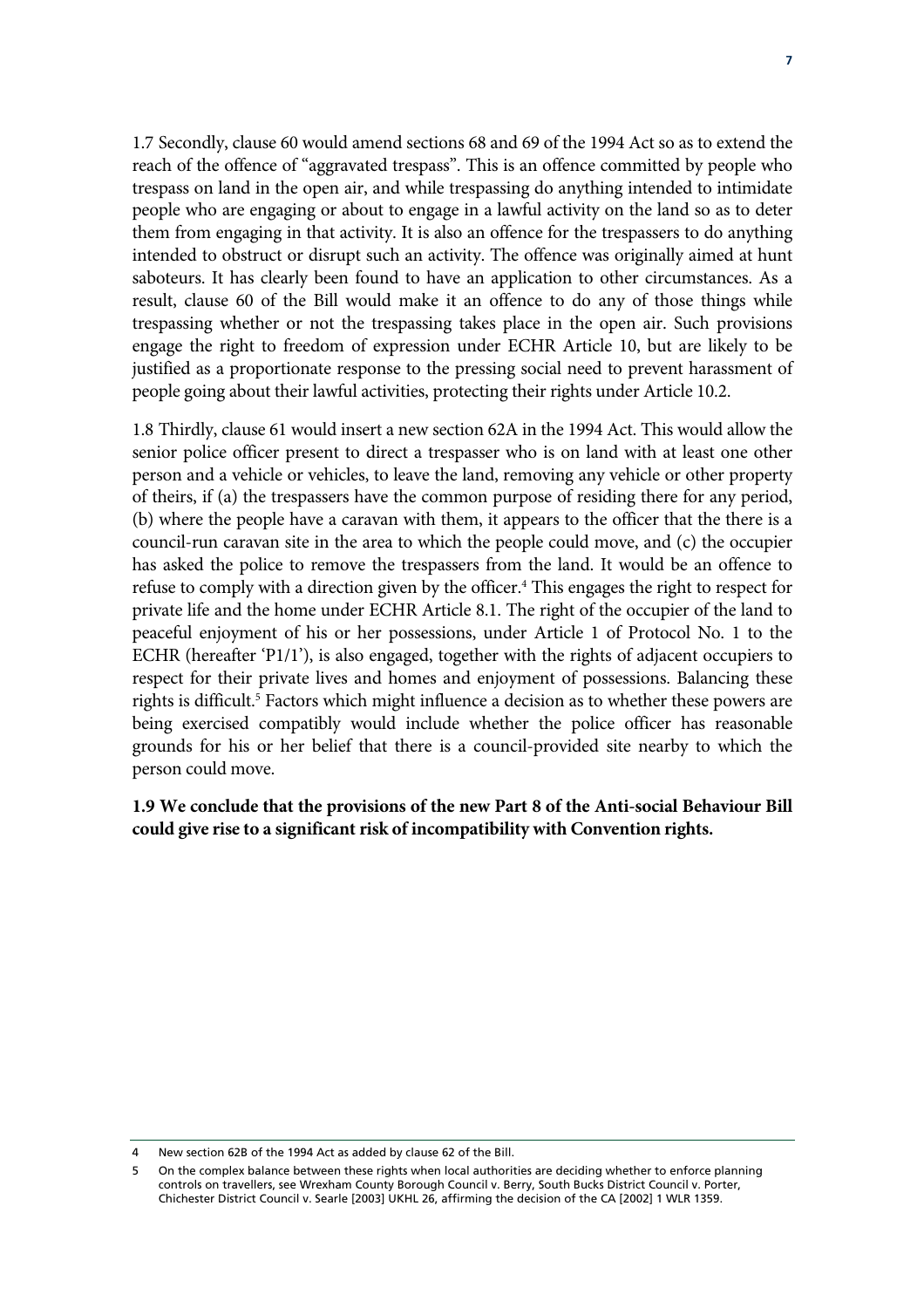1.7 Secondly, clause 60 would amend sections 68 and 69 of the 1994 Act so as to extend the reach of the offence of "aggravated trespass". This is an offence committed by people who trespass on land in the open air, and while trespassing do anything intended to intimidate people who are engaging or about to engage in a lawful activity on the land so as to deter them from engaging in that activity. It is also an offence for the trespassers to do anything intended to obstruct or disrupt such an activity. The offence was originally aimed at hunt saboteurs. It has clearly been found to have an application to other circumstances. As a result, clause 60 of the Bill would make it an offence to do any of those things while trespassing whether or not the trespassing takes place in the open air. Such provisions engage the right to freedom of expression under ECHR Article 10, but are likely to be justified as a proportionate response to the pressing social need to prevent harassment of people going about their lawful activities, protecting their rights under Article 10.2.

1.8 Thirdly, clause 61 would insert a new section 62A in the 1994 Act. This would allow the senior police officer present to direct a trespasser who is on land with at least one other person and a vehicle or vehicles, to leave the land, removing any vehicle or other property of theirs, if (a) the trespassers have the common purpose of residing there for any period, (b) where the people have a caravan with them, it appears to the officer that the there is a council-run caravan site in the area to which the people could move, and (c) the occupier has asked the police to remove the trespassers from the land. It would be an offence to refuse to comply with a direction given by the officer.[4] This engages the right to respect for private life and the home under ECHR Article 8.1. The right of the occupier of the land to peaceful enjoyment of his or her possessions, under Article 1 of Protocol No. 1 to the ECHR (hereafter 'P1/1'), is also engaged, together with the rights of adjacent occupiers to respect for their private lives and homes and enjoyment of possessions. Balancing these rights is difficult.[5] Factors which might influence a decision as to whether these powers are being exercised compatibly would include whether the police officer has reasonable grounds for his or her belief that there is a council-provided site nearby to which the person could move.

**1.9 We conclude that the provisions of the new Part 8 of the Anti-social Behaviour Bill could give rise to a significant risk of incompatibility with Convention rights.**

---

4 New section 62B of the 1994 Act as added by clause 62 of the Bill.

5 On the complex balance between these rights when local authorities are deciding whether to enforce planning controls on travellers, see Wrexham County Borough Council v. Berry, South Bucks District Council v. Porter, Chichester District Council v. Searle [2003] UKHL 26, affirming the decision of the CA [2002] 1 WLR 1359.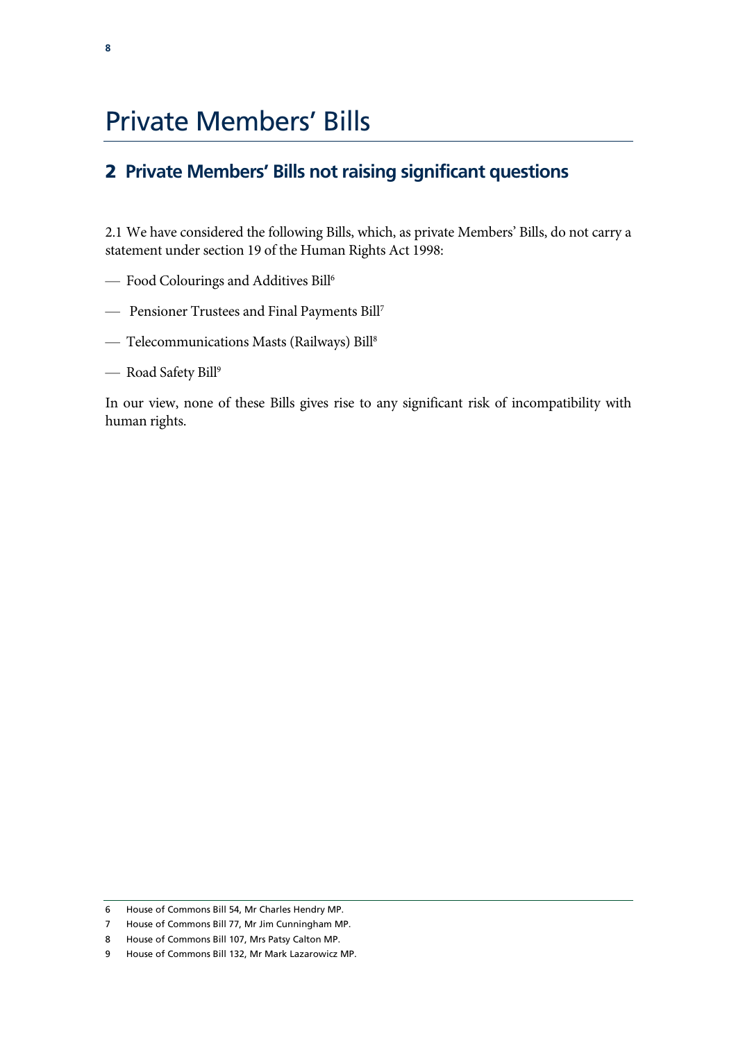# Private Members' Bills

## 2 Private Members' Bills not raising significant questions

2.1 We have considered the following Bills, which, as private Members' Bills, do not carry a statement under section 19 of the Human Rights Act 1998:

— Food Colourings and Additives Bill[6]

— Pensioner Trustees and Final Payments Bill[7]

— Telecommunications Masts (Railways) Bill[8]

— Road Safety Bill[9]

In our view, none of these Bills gives rise to any significant risk of incompatibility with human rights.

---

6 House of Commons Bill 54, Mr Charles Hendry MP.

7 House of Commons Bill 77, Mr Jim Cunningham MP.

8 House of Commons Bill 107, Mrs Patsy Calton MP.

9 House of Commons Bill 132, Mr Mark Lazarowicz MP.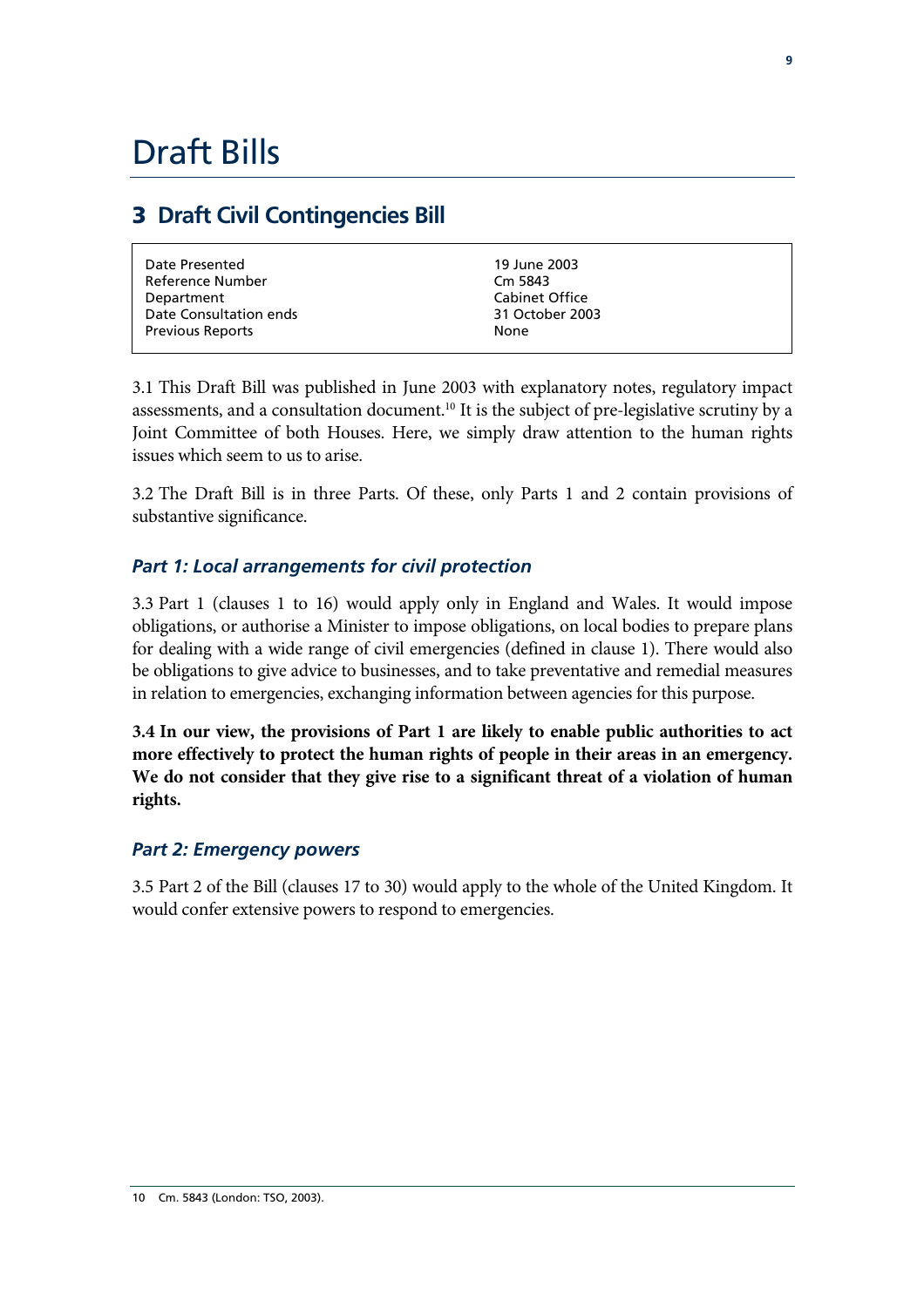# Draft Bills

## 3 Draft Civil Contingencies Bill

| | |
|---|---|
| Date Presented | 19 June 2003 |
| Reference Number | Cm 5843 |
| Department | Cabinet Office |
| Date Consultation ends | 31 October 2003 |
| Previous Reports | None |

3.1 This Draft Bill was published in June 2003 with explanatory notes, regulatory impact assessments, and a consultation document.[10] It is the subject of pre-legislative scrutiny by a Joint Committee of both Houses. Here, we simply draw attention to the human rights issues which seem to us to arise.

3.2 The Draft Bill is in three Parts. Of these, only Parts 1 and 2 contain provisions of substantive significance.

### *Part 1: Local arrangements for civil protection*

3.3 Part 1 (clauses 1 to 16) would apply only in England and Wales. It would impose obligations, or authorise a Minister to impose obligations, on local bodies to prepare plans for dealing with a wide range of civil emergencies (defined in clause 1). There would also be obligations to give advice to businesses, and to take preventative and remedial measures in relation to emergencies, exchanging information between agencies for this purpose.

**3.4 In our view, the provisions of Part 1 are likely to enable public authorities to act more effectively to protect the human rights of people in their areas in an emergency. We do not consider that they give rise to a significant threat of a violation of human rights.**

### *Part 2: Emergency powers*

3.5 Part 2 of the Bill (clauses 17 to 30) would apply to the whole of the United Kingdom. It would confer extensive powers to respond to emergencies.

10 Cm. 5843 (London: TSO, 2003).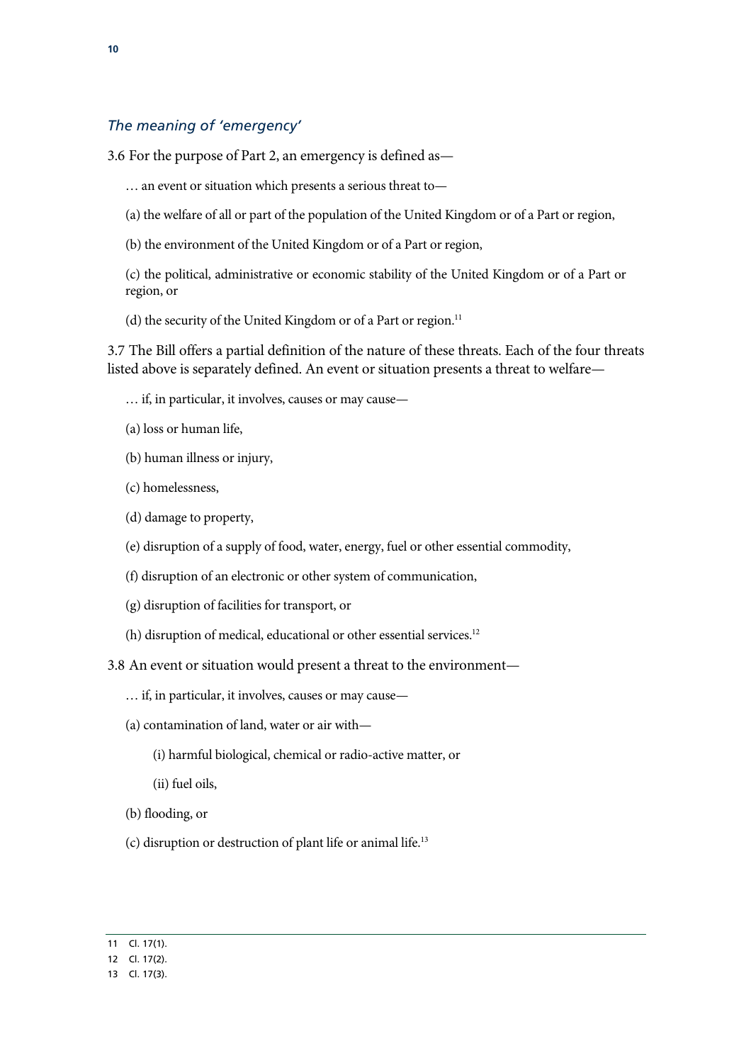### *The meaning of 'emergency'*

3.6 For the purpose of Part 2, an emergency is defined as—

> … an event or situation which presents a serious threat to—
>
> (a) the welfare of all or part of the population of the United Kingdom or of a Part or region,
>
> (b) the environment of the United Kingdom or of a Part or region,
>
> (c) the political, administrative or economic stability of the United Kingdom or of a Part or region, or
>
> (d) the security of the United Kingdom or of a Part or region.[11]

3.7 The Bill offers a partial definition of the nature of these threats. Each of the four threats listed above is separately defined. An event or situation presents a threat to welfare—

> … if, in particular, it involves, causes or may cause—
>
> (a) loss or human life,
>
> (b) human illness or injury,
>
> (c) homelessness,
>
> (d) damage to property,
>
> (e) disruption of a supply of food, water, energy, fuel or other essential commodity,
>
> (f) disruption of an electronic or other system of communication,
>
> (g) disruption of facilities for transport, or
>
> (h) disruption of medical, educational or other essential services.[12]

3.8 An event or situation would present a threat to the environment—

> … if, in particular, it involves, causes or may cause—
>
> (a) contamination of land, water or air with—
>
> > (i) harmful biological, chemical or radio-active matter, or
> >
> > (ii) fuel oils,
>
> (b) flooding, or
>
> (c) disruption or destruction of plant life or animal life.[13]

---

11 Cl. 17(1).

12 Cl. 17(2).

13 Cl. 17(3).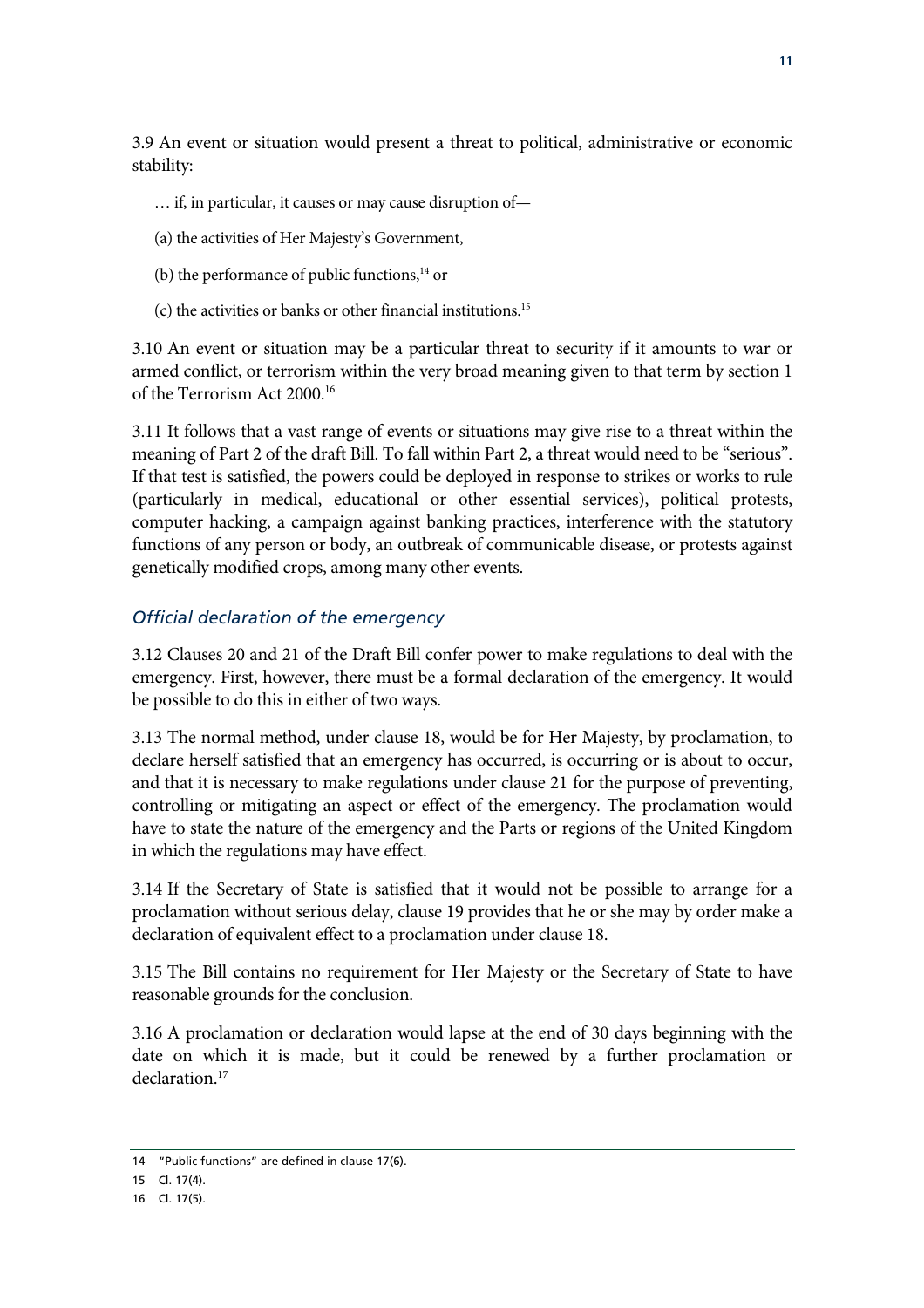3.9 An event or situation would present a threat to political, administrative or economic stability:

> … if, in particular, it causes or may cause disruption of—
>
> (a) the activities of Her Majesty's Government,
>
> (b) the performance of public functions,[14] or
>
> (c) the activities or banks or other financial institutions.[15]

3.10 An event or situation may be a particular threat to security if it amounts to war or armed conflict, or terrorism within the very broad meaning given to that term by section 1 of the Terrorism Act 2000.[16]

3.11 It follows that a vast range of events or situations may give rise to a threat within the meaning of Part 2 of the draft Bill. To fall within Part 2, a threat would need to be "serious". If that test is satisfied, the powers could be deployed in response to strikes or works to rule (particularly in medical, educational or other essential services), political protests, computer hacking, a campaign against banking practices, interference with the statutory functions of any person or body, an outbreak of communicable disease, or protests against genetically modified crops, among many other events.

### *Official declaration of the emergency*

3.12 Clauses 20 and 21 of the Draft Bill confer power to make regulations to deal with the emergency. First, however, there must be a formal declaration of the emergency. It would be possible to do this in either of two ways.

3.13 The normal method, under clause 18, would be for Her Majesty, by proclamation, to declare herself satisfied that an emergency has occurred, is occurring or is about to occur, and that it is necessary to make regulations under clause 21 for the purpose of preventing, controlling or mitigating an aspect or effect of the emergency. The proclamation would have to state the nature of the emergency and the Parts or regions of the United Kingdom in which the regulations may have effect.

3.14 If the Secretary of State is satisfied that it would not be possible to arrange for a proclamation without serious delay, clause 19 provides that he or she may by order make a declaration of equivalent effect to a proclamation under clause 18.

3.15 The Bill contains no requirement for Her Majesty or the Secretary of State to have reasonable grounds for the conclusion.

3.16 A proclamation or declaration would lapse at the end of 30 days beginning with the date on which it is made, but it could be renewed by a further proclamation or declaration.[17]

---

14 "Public functions" are defined in clause 17(6).

15 Cl. 17(4).

16 Cl. 17(5).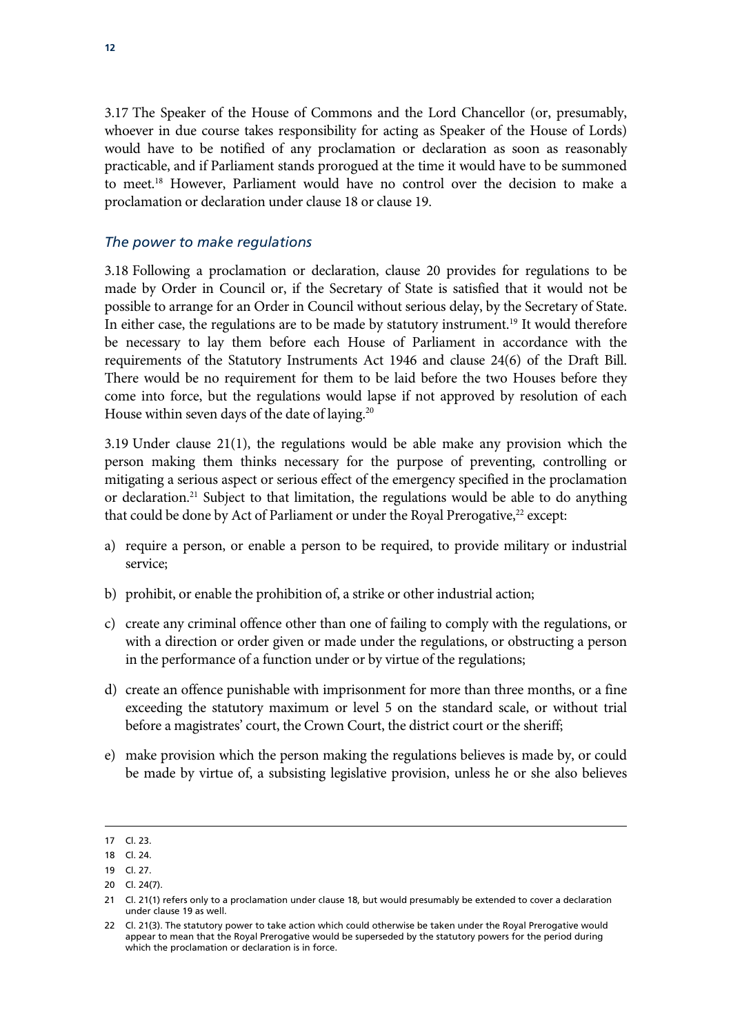3.17 The Speaker of the House of Commons and the Lord Chancellor (or, presumably, whoever in due course takes responsibility for acting as Speaker of the House of Lords) would have to be notified of any proclamation or declaration as soon as reasonably practicable, and if Parliament stands prorogued at the time it would have to be summoned to meet.[18] However, Parliament would have no control over the decision to make a proclamation or declaration under clause 18 or clause 19.

### *The power to make regulations*

3.18 Following a proclamation or declaration, clause 20 provides for regulations to be made by Order in Council or, if the Secretary of State is satisfied that it would not be possible to arrange for an Order in Council without serious delay, by the Secretary of State. In either case, the regulations are to be made by statutory instrument.[19] It would therefore be necessary to lay them before each House of Parliament in accordance with the requirements of the Statutory Instruments Act 1946 and clause 24(6) of the Draft Bill. There would be no requirement for them to be laid before the two Houses before they come into force, but the regulations would lapse if not approved by resolution of each House within seven days of the date of laying.[20]

3.19 Under clause 21(1), the regulations would be able make any provision which the person making them thinks necessary for the purpose of preventing, controlling or mitigating a serious aspect or serious effect of the emergency specified in the proclamation or declaration.[21] Subject to that limitation, the regulations would be able to do anything that could be done by Act of Parliament or under the Royal Prerogative,[22] except:

a) require a person, or enable a person to be required, to provide military or industrial service;

b) prohibit, or enable the prohibition of, a strike or other industrial action;

c) create any criminal offence other than one of failing to comply with the regulations, or with a direction or order given or made under the regulations, or obstructing a person in the performance of a function under or by virtue of the regulations;

d) create an offence punishable with imprisonment for more than three months, or a fine exceeding the statutory maximum or level 5 on the standard scale, or without trial before a magistrates' court, the Crown Court, the district court or the sheriff;

e) make provision which the person making the regulations believes is made by, or could be made by virtue of, a subsisting legislative provision, unless he or she also believes

---

17 Cl. 23.

18 Cl. 24.

19 Cl. 27.

20 Cl. 24(7).

21 Cl. 21(1) refers only to a proclamation under clause 18, but would presumably be extended to cover a declaration under clause 19 as well.

22 Cl. 21(3). The statutory power to take action which could otherwise be taken under the Royal Prerogative would appear to mean that the Royal Prerogative would be superseded by the statutory powers for the period during which the proclamation or declaration is in force.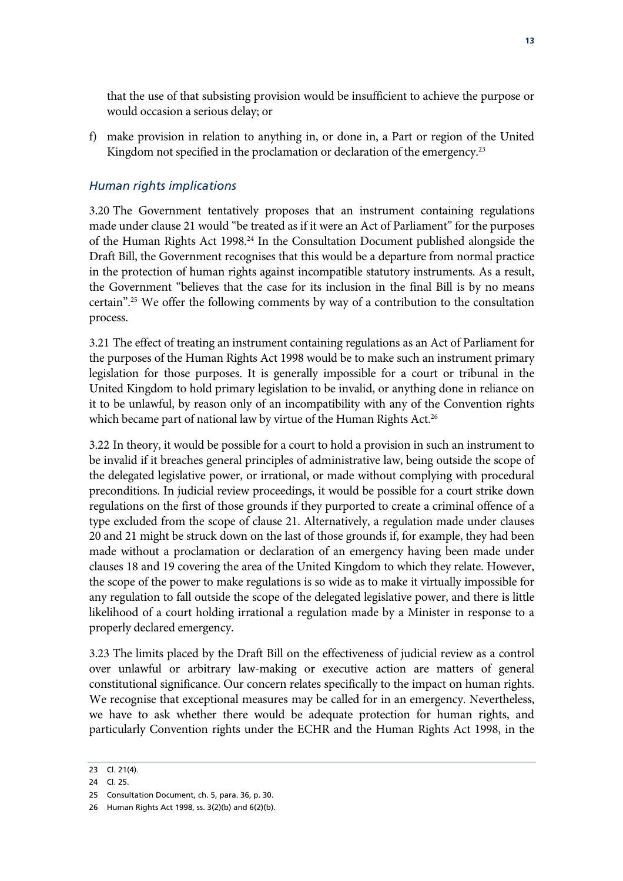that the use of that subsisting provision would be insufficient to achieve the purpose or would occasion a serious delay; or

f) make provision in relation to anything in, or done in, a Part or region of the United Kingdom not specified in the proclamation or declaration of the emergency.[23]

### *Human rights implications*

3.20 The Government tentatively proposes that an instrument containing regulations made under clause 21 would "be treated as if it were an Act of Parliament" for the purposes of the Human Rights Act 1998.[24] In the Consultation Document published alongside the Draft Bill, the Government recognises that this would be a departure from normal practice in the protection of human rights against incompatible statutory instruments. As a result, the Government "believes that the case for its inclusion in the final Bill is by no means certain".[25] We offer the following comments by way of a contribution to the consultation process.

3.21 The effect of treating an instrument containing regulations as an Act of Parliament for the purposes of the Human Rights Act 1998 would be to make such an instrument primary legislation for those purposes. It is generally impossible for a court or tribunal in the United Kingdom to hold primary legislation to be invalid, or anything done in reliance on it to be unlawful, by reason only of an incompatibility with any of the Convention rights which became part of national law by virtue of the Human Rights Act.[26]

3.22 In theory, it would be possible for a court to hold a provision in such an instrument to be invalid if it breaches general principles of administrative law, being outside the scope of the delegated legislative power, or irrational, or made without complying with procedural preconditions. In judicial review proceedings, it would be possible for a court strike down regulations on the first of those grounds if they purported to create a criminal offence of a type excluded from the scope of clause 21. Alternatively, a regulation made under clauses 20 and 21 might be struck down on the last of those grounds if, for example, they had been made without a proclamation or declaration of an emergency having been made under clauses 18 and 19 covering the area of the United Kingdom to which they relate. However, the scope of the power to make regulations is so wide as to make it virtually impossible for any regulation to fall outside the scope of the delegated legislative power, and there is little likelihood of a court holding irrational a regulation made by a Minister in response to a properly declared emergency.

3.23 The limits placed by the Draft Bill on the effectiveness of judicial review as a control over unlawful or arbitrary law-making or executive action are matters of general constitutional significance. Our concern relates specifically to the impact on human rights. We recognise that exceptional measures may be called for in an emergency. Nevertheless, we have to ask whether there would be adequate protection for human rights, and particularly Convention rights under the ECHR and the Human Rights Act 1998, in the

---

23 Cl. 21(4).

24 Cl. 25.

25 Consultation Document, ch. 5, para. 36, p. 30.

26 Human Rights Act 1998, ss. 3(2)(b) and 6(2)(b).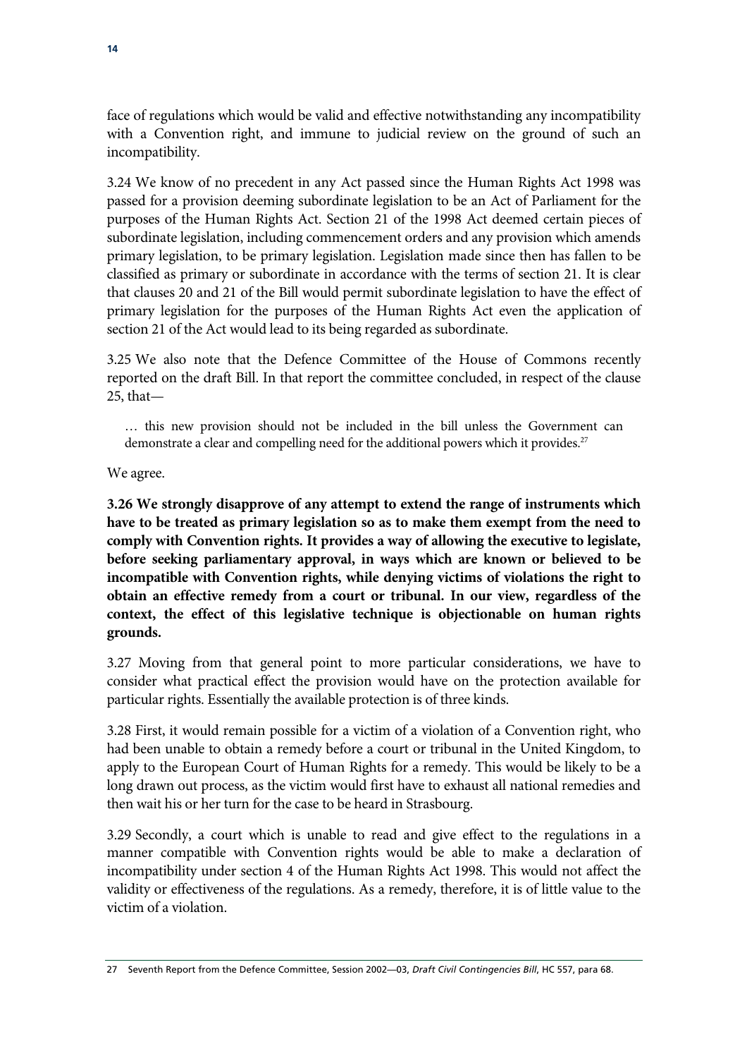face of regulations which would be valid and effective notwithstanding any incompatibility with a Convention right, and immune to judicial review on the ground of such an incompatibility.

3.24 We know of no precedent in any Act passed since the Human Rights Act 1998 was passed for a provision deeming subordinate legislation to be an Act of Parliament for the purposes of the Human Rights Act. Section 21 of the 1998 Act deemed certain pieces of subordinate legislation, including commencement orders and any provision which amends primary legislation, to be primary legislation. Legislation made since then has fallen to be classified as primary or subordinate in accordance with the terms of section 21. It is clear that clauses 20 and 21 of the Bill would permit subordinate legislation to have the effect of primary legislation for the purposes of the Human Rights Act even the application of section 21 of the Act would lead to its being regarded as subordinate.

3.25 We also note that the Defence Committee of the House of Commons recently reported on the draft Bill. In that report the committee concluded, in respect of the clause 25, that—

> … this new provision should not be included in the bill unless the Government can demonstrate a clear and compelling need for the additional powers which it provides.[27]

We agree.

**3.26 We strongly disapprove of any attempt to extend the range of instruments which have to be treated as primary legislation so as to make them exempt from the need to comply with Convention rights. It provides a way of allowing the executive to legislate, before seeking parliamentary approval, in ways which are known or believed to be incompatible with Convention rights, while denying victims of violations the right to obtain an effective remedy from a court or tribunal. In our view, regardless of the context, the effect of this legislative technique is objectionable on human rights grounds.**

3.27 Moving from that general point to more particular considerations, we have to consider what practical effect the provision would have on the protection available for particular rights. Essentially the available protection is of three kinds.

3.28 First, it would remain possible for a victim of a violation of a Convention right, who had been unable to obtain a remedy before a court or tribunal in the United Kingdom, to apply to the European Court of Human Rights for a remedy. This would be likely to be a long drawn out process, as the victim would first have to exhaust all national remedies and then wait his or her turn for the case to be heard in Strasbourg.

3.29 Secondly, a court which is unable to read and give effect to the regulations in a manner compatible with Convention rights would be able to make a declaration of incompatibility under section 4 of the Human Rights Act 1998. This would not affect the validity or effectiveness of the regulations. As a remedy, therefore, it is of little value to the victim of a violation.

27 Seventh Report from the Defence Committee, Session 2002—03, *Draft Civil Contingencies Bill*, HC 557, para 68.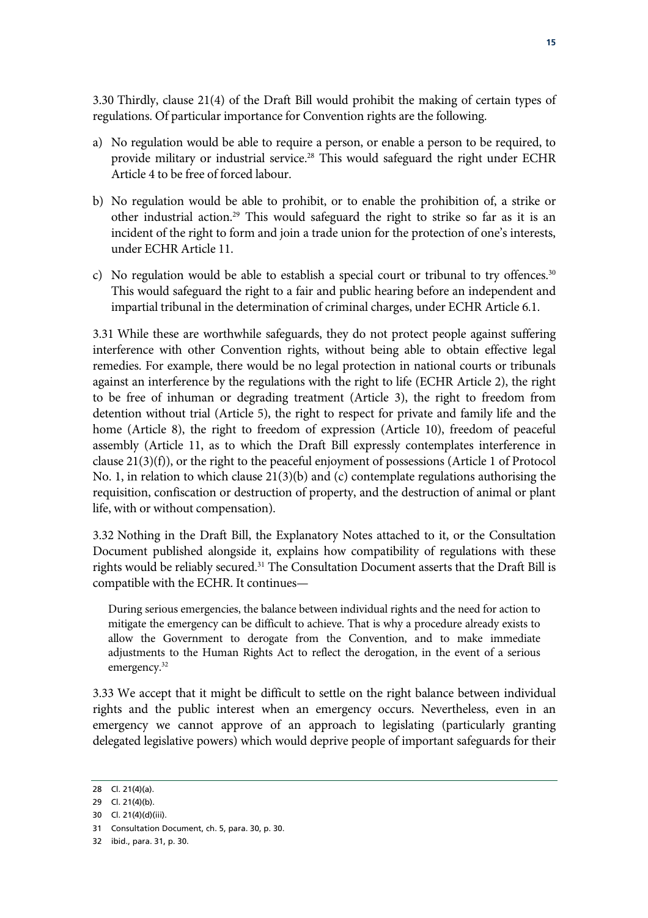3.30 Thirdly, clause 21(4) of the Draft Bill would prohibit the making of certain types of regulations. Of particular importance for Convention rights are the following.

a) No regulation would be able to require a person, or enable a person to be required, to provide military or industrial service.[28] This would safeguard the right under ECHR Article 4 to be free of forced labour.

b) No regulation would be able to prohibit, or to enable the prohibition of, a strike or other industrial action.[29] This would safeguard the right to strike so far as it is an incident of the right to form and join a trade union for the protection of one's interests, under ECHR Article 11.

c) No regulation would be able to establish a special court or tribunal to try offences.[30] This would safeguard the right to a fair and public hearing before an independent and impartial tribunal in the determination of criminal charges, under ECHR Article 6.1.

3.31 While these are worthwhile safeguards, they do not protect people against suffering interference with other Convention rights, without being able to obtain effective legal remedies. For example, there would be no legal protection in national courts or tribunals against an interference by the regulations with the right to life (ECHR Article 2), the right to be free of inhuman or degrading treatment (Article 3), the right to freedom from detention without trial (Article 5), the right to respect for private and family life and the home (Article 8), the right to freedom of expression (Article 10), freedom of peaceful assembly (Article 11, as to which the Draft Bill expressly contemplates interference in clause 21(3)(f)), or the right to the peaceful enjoyment of possessions (Article 1 of Protocol No. 1, in relation to which clause 21(3)(b) and (c) contemplate regulations authorising the requisition, confiscation or destruction of property, and the destruction of animal or plant life, with or without compensation).

3.32 Nothing in the Draft Bill, the Explanatory Notes attached to it, or the Consultation Document published alongside it, explains how compatibility of regulations with these rights would be reliably secured.[31] The Consultation Document asserts that the Draft Bill is compatible with the ECHR. It continues—

> During serious emergencies, the balance between individual rights and the need for action to mitigate the emergency can be difficult to achieve. That is why a procedure already exists to allow the Government to derogate from the Convention, and to make immediate adjustments to the Human Rights Act to reflect the derogation, in the event of a serious emergency.[32]

3.33 We accept that it might be difficult to settle on the right balance between individual rights and the public interest when an emergency occurs. Nevertheless, even in an emergency we cannot approve of an approach to legislating (particularly granting delegated legislative powers) which would deprive people of important safeguards for their

---

28 Cl. 21(4)(a).

29 Cl. 21(4)(b).

30 Cl. 21(4)(d)(iii).

31 Consultation Document, ch. 5, para. 30, p. 30.

32 ibid., para. 31, p. 30.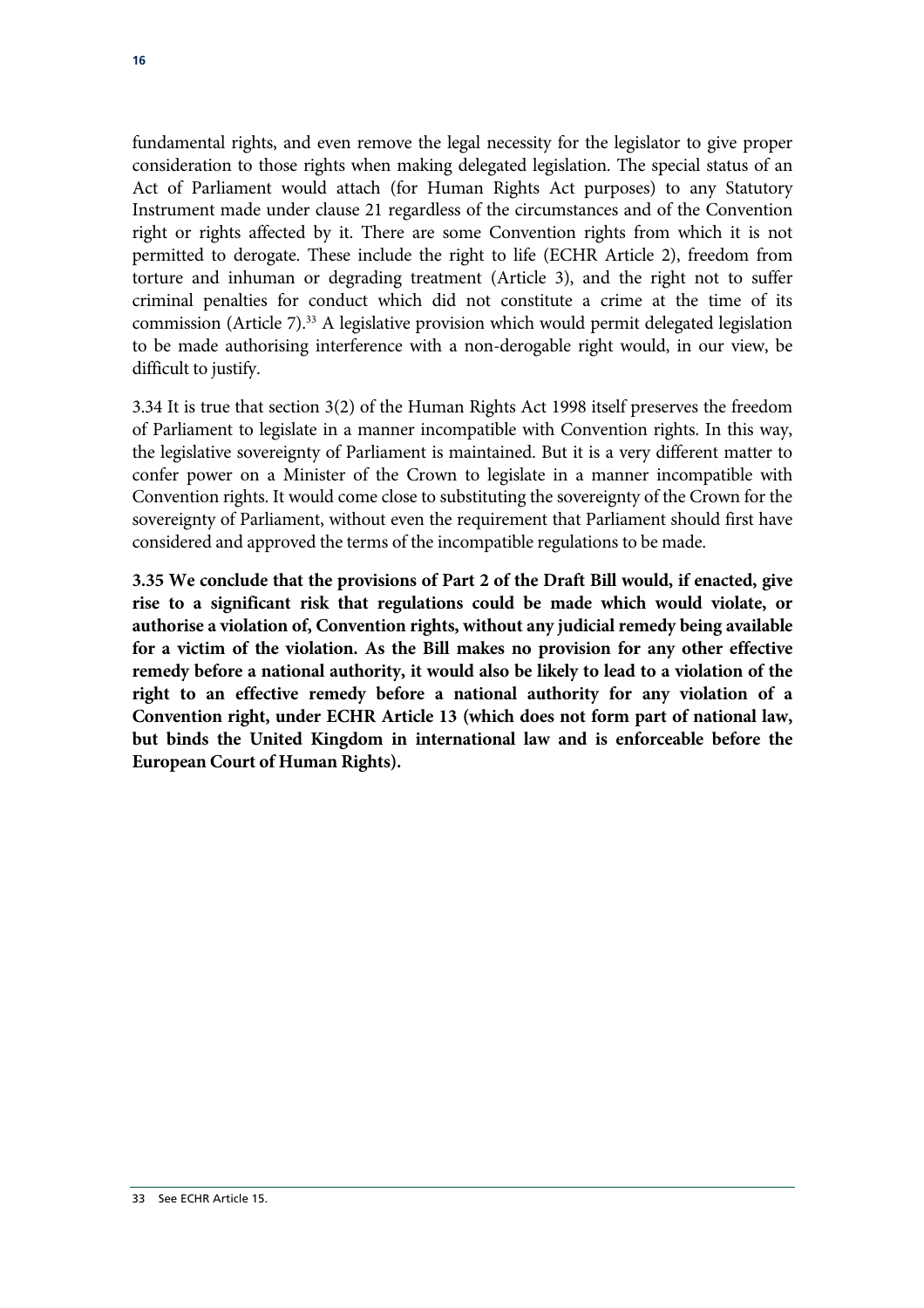fundamental rights, and even remove the legal necessity for the legislator to give proper consideration to those rights when making delegated legislation. The special status of an Act of Parliament would attach (for Human Rights Act purposes) to any Statutory Instrument made under clause 21 regardless of the circumstances and of the Convention right or rights affected by it. There are some Convention rights from which it is not permitted to derogate. These include the right to life (ECHR Article 2), freedom from torture and inhuman or degrading treatment (Article 3), and the right not to suffer criminal penalties for conduct which did not constitute a crime at the time of its commission (Article 7).[33] A legislative provision which would permit delegated legislation to be made authorising interference with a non-derogable right would, in our view, be difficult to justify.

3.34 It is true that section 3(2) of the Human Rights Act 1998 itself preserves the freedom of Parliament to legislate in a manner incompatible with Convention rights. In this way, the legislative sovereignty of Parliament is maintained. But it is a very different matter to confer power on a Minister of the Crown to legislate in a manner incompatible with Convention rights. It would come close to substituting the sovereignty of the Crown for the sovereignty of Parliament, without even the requirement that Parliament should first have considered and approved the terms of the incompatible regulations to be made.

**3.35 We conclude that the provisions of Part 2 of the Draft Bill would, if enacted, give rise to a significant risk that regulations could be made which would violate, or authorise a violation of, Convention rights, without any judicial remedy being available for a victim of the violation. As the Bill makes no provision for any other effective remedy before a national authority, it would also be likely to lead to a violation of the right to an effective remedy before a national authority for any violation of a Convention right, under ECHR Article 13 (which does not form part of national law, but binds the United Kingdom in international law and is enforceable before the European Court of Human Rights).**

---

33 See ECHR Article 15.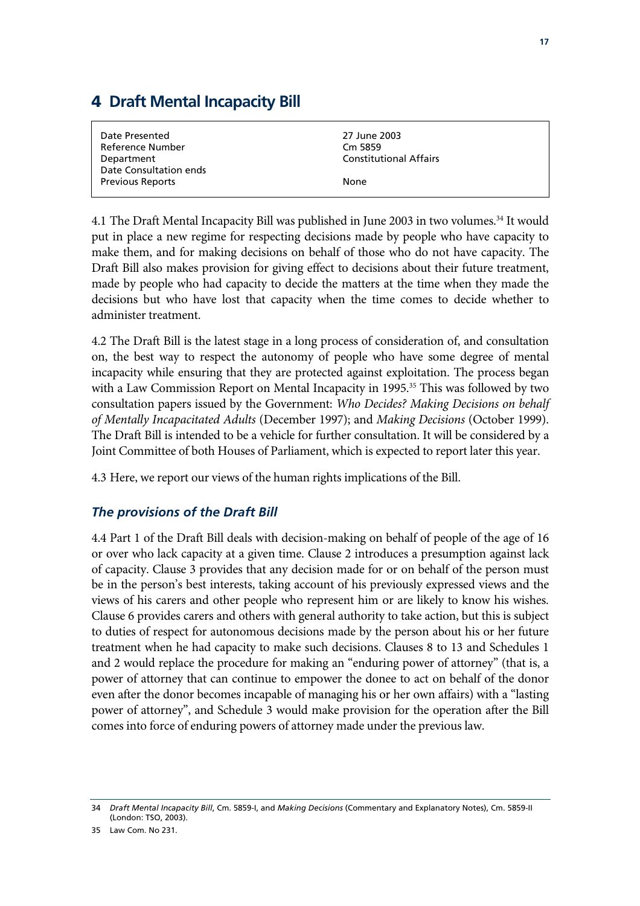## 4 Draft Mental Incapacity Bill

| | |
|---|---|
| Date Presented | 27 June 2003 |
| Reference Number | Cm 5859 |
| Department | Constitutional Affairs |
| Date Consultation ends | |
| Previous Reports | None |

4.1 The Draft Mental Incapacity Bill was published in June 2003 in two volumes.[34] It would put in place a new regime for respecting decisions made by people who have capacity to make them, and for making decisions on behalf of those who do not have capacity. The Draft Bill also makes provision for giving effect to decisions about their future treatment, made by people who had capacity to decide the matters at the time when they made the decisions but who have lost that capacity when the time comes to decide whether to administer treatment.

4.2 The Draft Bill is the latest stage in a long process of consideration of, and consultation on, the best way to respect the autonomy of people who have some degree of mental incapacity while ensuring that they are protected against exploitation. The process began with a Law Commission Report on Mental Incapacity in 1995.[35] This was followed by two consultation papers issued by the Government: *Who Decides? Making Decisions on behalf of Mentally Incapacitated Adults* (December 1997); and *Making Decisions* (October 1999). The Draft Bill is intended to be a vehicle for further consultation. It will be considered by a Joint Committee of both Houses of Parliament, which is expected to report later this year.

4.3 Here, we report our views of the human rights implications of the Bill.

### *The provisions of the Draft Bill*

4.4 Part 1 of the Draft Bill deals with decision-making on behalf of people of the age of 16 or over who lack capacity at a given time. Clause 2 introduces a presumption against lack of capacity. Clause 3 provides that any decision made for or on behalf of the person must be in the person's best interests, taking account of his previously expressed views and the views of his carers and other people who represent him or are likely to know his wishes. Clause 6 provides carers and others with general authority to take action, but this is subject to duties of respect for autonomous decisions made by the person about his or her future treatment when he had capacity to make such decisions. Clauses 8 to 13 and Schedules 1 and 2 would replace the procedure for making an "enduring power of attorney" (that is, a power of attorney that can continue to empower the donee to act on behalf of the donor even after the donor becomes incapable of managing his or her own affairs) with a "lasting power of attorney", and Schedule 3 would make provision for the operation after the Bill comes into force of enduring powers of attorney made under the previous law.

34 *Draft Mental Incapacity Bill*, Cm. 5859-I, and *Making Decisions* (Commentary and Explanatory Notes), Cm. 5859-II (London: TSO, 2003).

35 Law Com. No 231.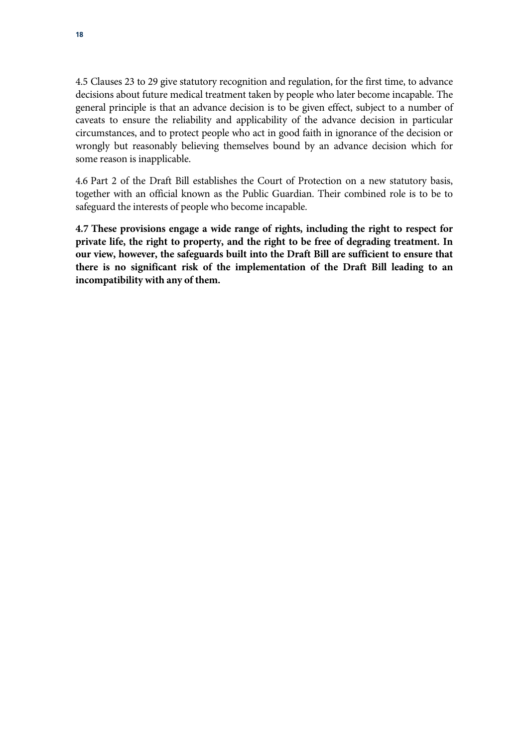4.5 Clauses 23 to 29 give statutory recognition and regulation, for the first time, to advance decisions about future medical treatment taken by people who later become incapable. The general principle is that an advance decision is to be given effect, subject to a number of caveats to ensure the reliability and applicability of the advance decision in particular circumstances, and to protect people who act in good faith in ignorance of the decision or wrongly but reasonably believing themselves bound by an advance decision which for some reason is inapplicable.

4.6 Part 2 of the Draft Bill establishes the Court of Protection on a new statutory basis, together with an official known as the Public Guardian. Their combined role is to be to safeguard the interests of people who become incapable.

**4.7 These provisions engage a wide range of rights, including the right to respect for private life, the right to property, and the right to be free of degrading treatment. In our view, however, the safeguards built into the Draft Bill are sufficient to ensure that there is no significant risk of the implementation of the Draft Bill leading to an incompatibility with any of them.**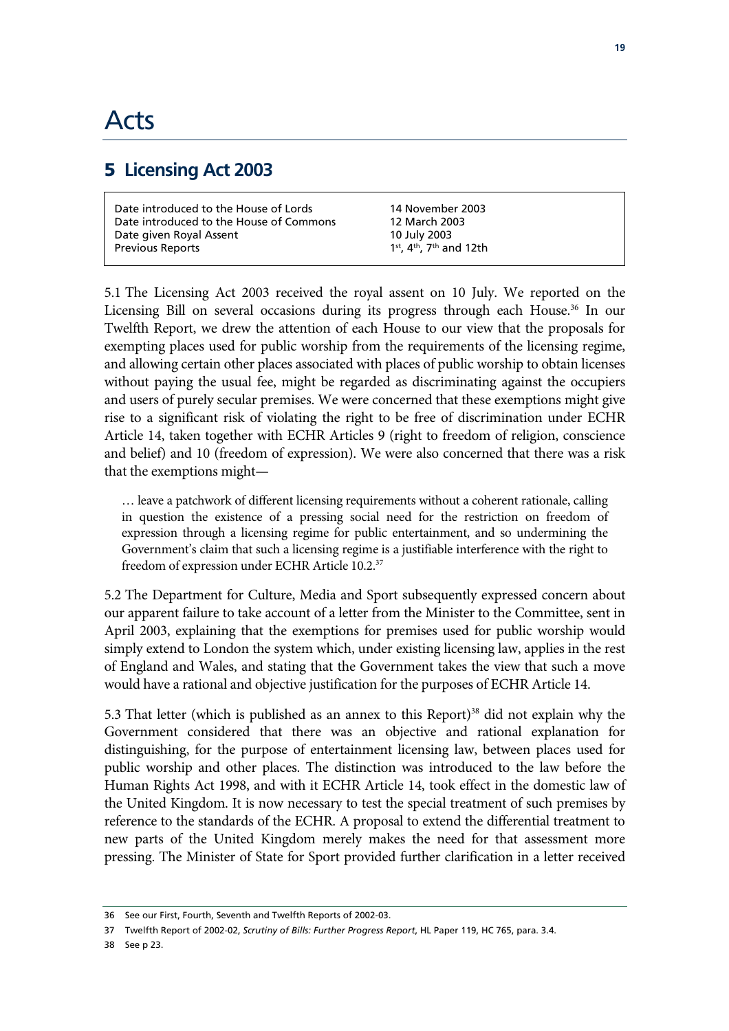# Acts

## 5 Licensing Act 2003

| | |
|---|---|
| Date introduced to the House of Lords | 14 November 2003 |
| Date introduced to the House of Commons | 12 March 2003 |
| Date given Royal Assent | 10 July 2003 |
| Previous Reports | 1st, 4th, 7th and 12th |

5.1 The Licensing Act 2003 received the royal assent on 10 July. We reported on the Licensing Bill on several occasions during its progress through each House.[36] In our Twelfth Report, we drew the attention of each House to our view that the proposals for exempting places used for public worship from the requirements of the licensing regime, and allowing certain other places associated with places of public worship to obtain licenses without paying the usual fee, might be regarded as discriminating against the occupiers and users of purely secular premises. We were concerned that these exemptions might give rise to a significant risk of violating the right to be free of discrimination under ECHR Article 14, taken together with ECHR Articles 9 (right to freedom of religion, conscience and belief) and 10 (freedom of expression). We were also concerned that there was a risk that the exemptions might—

> … leave a patchwork of different licensing requirements without a coherent rationale, calling in question the existence of a pressing social need for the restriction on freedom of expression through a licensing regime for public entertainment, and so undermining the Government's claim that such a licensing regime is a justifiable interference with the right to freedom of expression under ECHR Article 10.2.[37]

5.2 The Department for Culture, Media and Sport subsequently expressed concern about our apparent failure to take account of a letter from the Minister to the Committee, sent in April 2003, explaining that the exemptions for premises used for public worship would simply extend to London the system which, under existing licensing law, applies in the rest of England and Wales, and stating that the Government takes the view that such a move would have a rational and objective justification for the purposes of ECHR Article 14.

5.3 That letter (which is published as an annex to this Report)[38] did not explain why the Government considered that there was an objective and rational explanation for distinguishing, for the purpose of entertainment licensing law, between places used for public worship and other places. The distinction was introduced to the law before the Human Rights Act 1998, and with it ECHR Article 14, took effect in the domestic law of the United Kingdom. It is now necessary to test the special treatment of such premises by reference to the standards of the ECHR. A proposal to extend the differential treatment to new parts of the United Kingdom merely makes the need for that assessment more pressing. The Minister of State for Sport provided further clarification in a letter received

36 See our First, Fourth, Seventh and Twelfth Reports of 2002-03.

37 Twelfth Report of 2002-02, *Scrutiny of Bills: Further Progress Report*, HL Paper 119, HC 765, para. 3.4.

38 See p 23.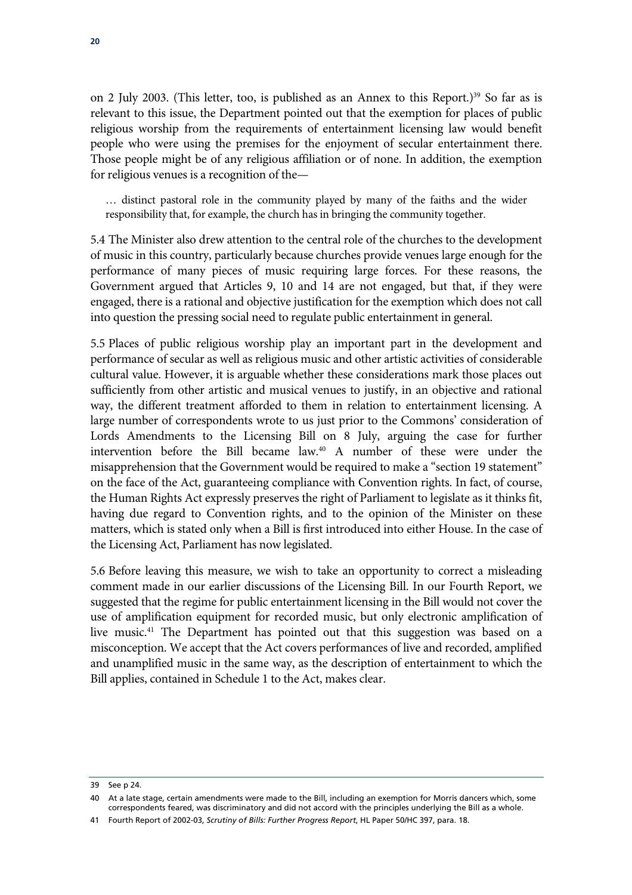on 2 July 2003. (This letter, too, is published as an Annex to this Report.)[39] So far as is relevant to this issue, the Department pointed out that the exemption for places of public religious worship from the requirements of entertainment licensing law would benefit people who were using the premises for the enjoyment of secular entertainment there. Those people might be of any religious affiliation or of none. In addition, the exemption for religious venues is a recognition of the—

> … distinct pastoral role in the community played by many of the faiths and the wider responsibility that, for example, the church has in bringing the community together.

5.4 The Minister also drew attention to the central role of the churches to the development of music in this country, particularly because churches provide venues large enough for the performance of many pieces of music requiring large forces. For these reasons, the Government argued that Articles 9, 10 and 14 are not engaged, but that, if they were engaged, there is a rational and objective justification for the exemption which does not call into question the pressing social need to regulate public entertainment in general.

5.5 Places of public religious worship play an important part in the development and performance of secular as well as religious music and other artistic activities of considerable cultural value. However, it is arguable whether these considerations mark those places out sufficiently from other artistic and musical venues to justify, in an objective and rational way, the different treatment afforded to them in relation to entertainment licensing. A large number of correspondents wrote to us just prior to the Commons' consideration of Lords Amendments to the Licensing Bill on 8 July, arguing the case for further intervention before the Bill became law.[40] A number of these were under the misapprehension that the Government would be required to make a "section 19 statement" on the face of the Act, guaranteeing compliance with Convention rights. In fact, of course, the Human Rights Act expressly preserves the right of Parliament to legislate as it thinks fit, having due regard to Convention rights, and to the opinion of the Minister on these matters, which is stated only when a Bill is first introduced into either House. In the case of the Licensing Act, Parliament has now legislated.

5.6 Before leaving this measure, we wish to take an opportunity to correct a misleading comment made in our earlier discussions of the Licensing Bill. In our Fourth Report, we suggested that the regime for public entertainment licensing in the Bill would not cover the use of amplification equipment for recorded music, but only electronic amplification of live music.[41] The Department has pointed out that this suggestion was based on a misconception. We accept that the Act covers performances of live and recorded, amplified and unamplified music in the same way, as the description of entertainment to which the Bill applies, contained in Schedule 1 to the Act, makes clear.

---

39 See p 24.

40 At a late stage, certain amendments were made to the Bill, including an exemption for Morris dancers which, some correspondents feared, was discriminatory and did not accord with the principles underlying the Bill as a whole.

41 Fourth Report of 2002-03, *Scrutiny of Bills: Further Progress Report*, HL Paper 50/HC 397, para. 18.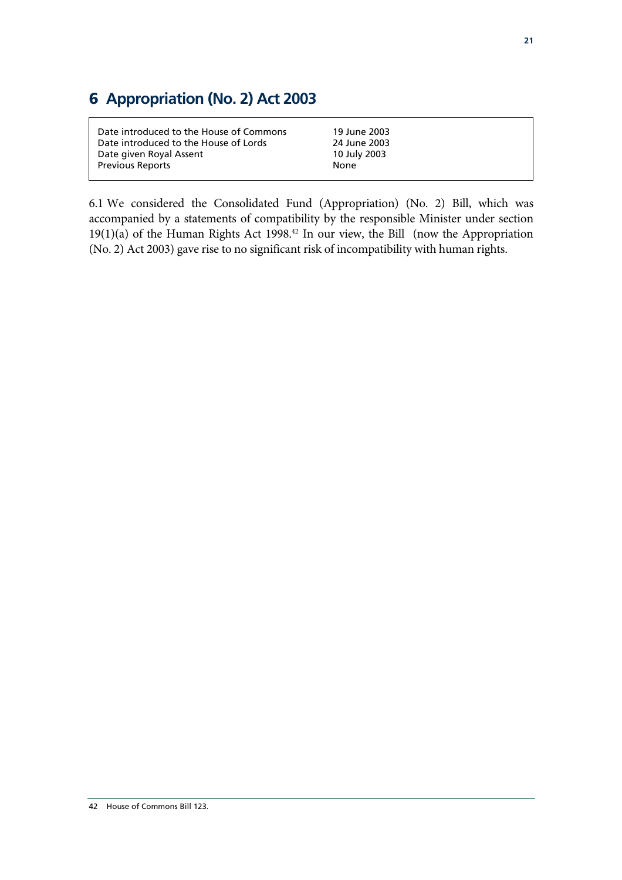# 6 Appropriation (No. 2) Act 2003

| | |
|---|---|
| Date introduced to the House of Commons | 19 June 2003 |
| Date introduced to the House of Lords | 24 June 2003 |
| Date given Royal Assent | 10 July 2003 |
| Previous Reports | None |

6.1 We considered the Consolidated Fund (Appropriation) (No. 2) Bill, which was accompanied by a statements of compatibility by the responsible Minister under section 19(1)(a) of the Human Rights Act 1998.[42] In our view, the Bill (now the Appropriation (No. 2) Act 2003) gave rise to no significant risk of incompatibility with human rights.

42 House of Commons Bill 123.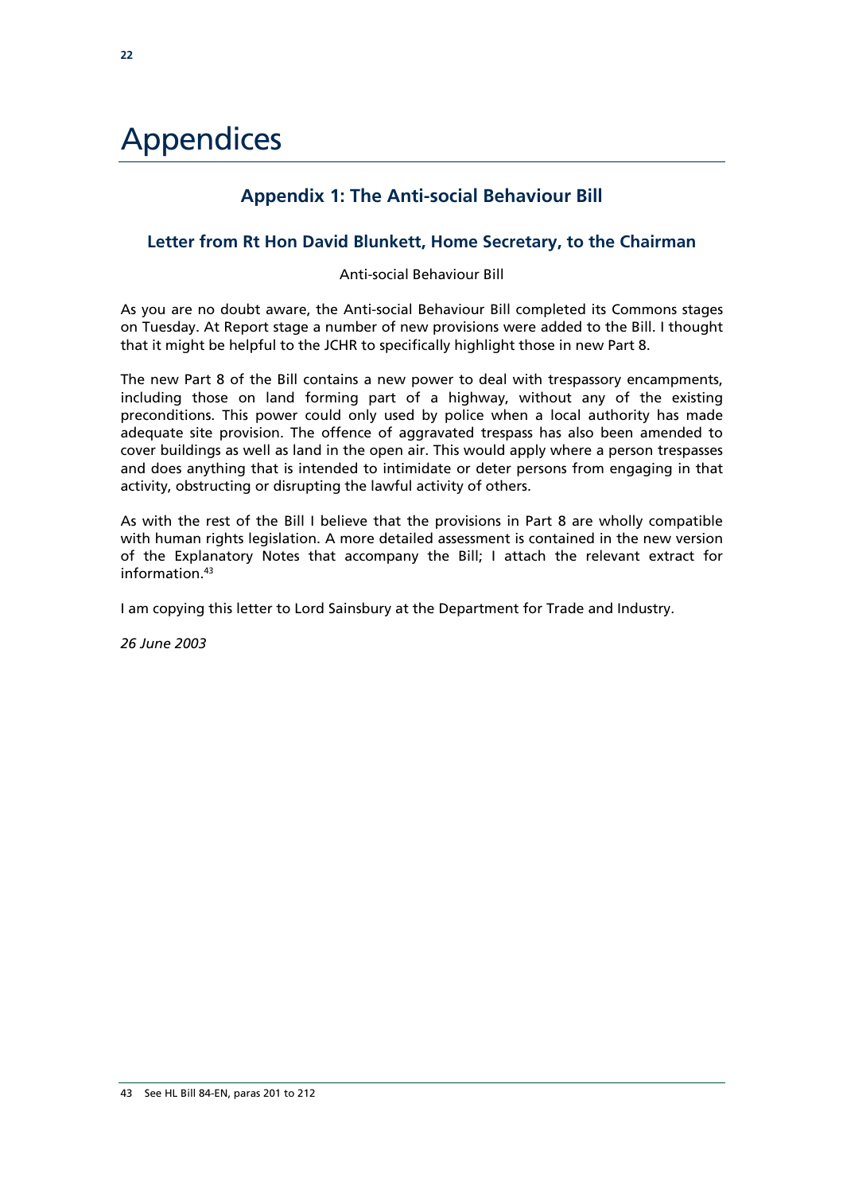# Appendices

## Appendix 1: The Anti-social Behaviour Bill

### Letter from Rt Hon David Blunkett, Home Secretary, to the Chairman

Anti-social Behaviour Bill

As you are no doubt aware, the Anti-social Behaviour Bill completed its Commons stages on Tuesday. At Report stage a number of new provisions were added to the Bill. I thought that it might be helpful to the JCHR to specifically highlight those in new Part 8.

The new Part 8 of the Bill contains a new power to deal with trespassory encampments, including those on land forming part of a highway, without any of the existing preconditions. This power could only used by police when a local authority has made adequate site provision. The offence of aggravated trespass has also been amended to cover buildings as well as land in the open air. This would apply where a person trespasses and does anything that is intended to intimidate or deter persons from engaging in that activity, obstructing or disrupting the lawful activity of others.

As with the rest of the Bill I believe that the provisions in Part 8 are wholly compatible with human rights legislation. A more detailed assessment is contained in the new version of the Explanatory Notes that accompany the Bill; I attach the relevant extract for information.[43]

I am copying this letter to Lord Sainsbury at the Department for Trade and Industry.

*26 June 2003*

---

43 See HL Bill 84-EN, paras 201 to 212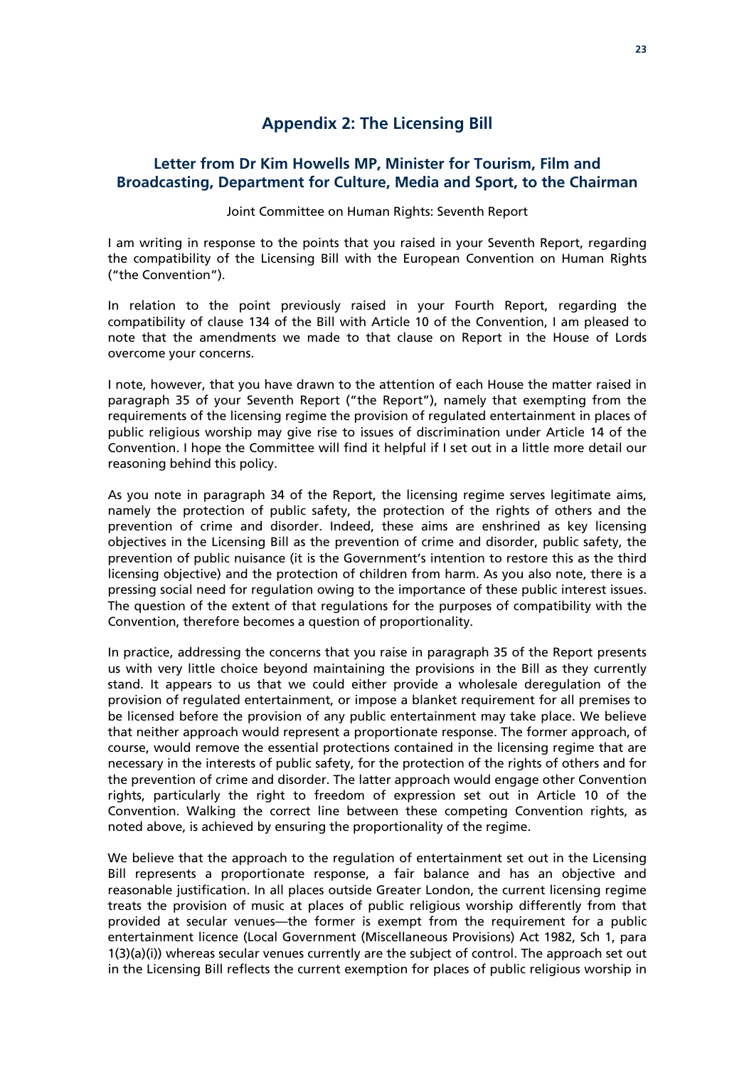# Appendix 2: The Licensing Bill

## Letter from Dr Kim Howells MP, Minister for Tourism, Film and Broadcasting, Department for Culture, Media and Sport, to the Chairman

Joint Committee on Human Rights: Seventh Report

I am writing in response to the points that you raised in your Seventh Report, regarding the compatibility of the Licensing Bill with the European Convention on Human Rights ("the Convention").

In relation to the point previously raised in your Fourth Report, regarding the compatibility of clause 134 of the Bill with Article 10 of the Convention, I am pleased to note that the amendments we made to that clause on Report in the House of Lords overcome your concerns.

I note, however, that you have drawn to the attention of each House the matter raised in paragraph 35 of your Seventh Report ("the Report"), namely that exempting from the requirements of the licensing regime the provision of regulated entertainment in places of public religious worship may give rise to issues of discrimination under Article 14 of the Convention. I hope the Committee will find it helpful if I set out in a little more detail our reasoning behind this policy.

As you note in paragraph 34 of the Report, the licensing regime serves legitimate aims, namely the protection of public safety, the protection of the rights of others and the prevention of crime and disorder. Indeed, these aims are enshrined as key licensing objectives in the Licensing Bill as the prevention of crime and disorder, public safety, the prevention of public nuisance (it is the Government's intention to restore this as the third licensing objective) and the protection of children from harm. As you also note, there is a pressing social need for regulation owing to the importance of these public interest issues. The question of the extent of that regulations for the purposes of compatibility with the Convention, therefore becomes a question of proportionality.

In practice, addressing the concerns that you raise in paragraph 35 of the Report presents us with very little choice beyond maintaining the provisions in the Bill as they currently stand. It appears to us that we could either provide a wholesale deregulation of the provision of regulated entertainment, or impose a blanket requirement for all premises to be licensed before the provision of any public entertainment may take place. We believe that neither approach would represent a proportionate response. The former approach, of course, would remove the essential protections contained in the licensing regime that are necessary in the interests of public safety, for the protection of the rights of others and for the prevention of crime and disorder. The latter approach would engage other Convention rights, particularly the right to freedom of expression set out in Article 10 of the Convention. Walking the correct line between these competing Convention rights, as noted above, is achieved by ensuring the proportionality of the regime.

We believe that the approach to the regulation of entertainment set out in the Licensing Bill represents a proportionate response, a fair balance and has an objective and reasonable justification. In all places outside Greater London, the current licensing regime treats the provision of music at places of public religious worship differently from that provided at secular venues—the former is exempt from the requirement for a public entertainment licence (Local Government (Miscellaneous Provisions) Act 1982, Sch 1, para 1(3)(a)(i)) whereas secular venues currently are the subject of control. The approach set out in the Licensing Bill reflects the current exemption for places of public religious worship in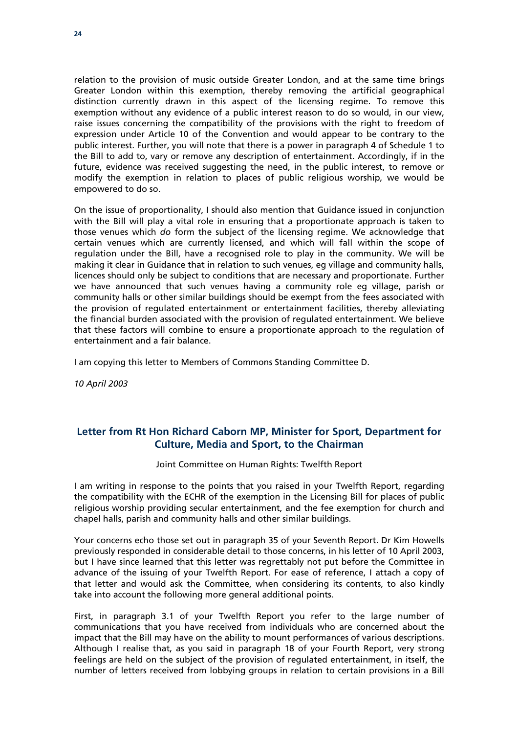relation to the provision of music outside Greater London, and at the same time brings Greater London within this exemption, thereby removing the artificial geographical distinction currently drawn in this aspect of the licensing regime. To remove this exemption without any evidence of a public interest reason to do so would, in our view, raise issues concerning the compatibility of the provisions with the right to freedom of expression under Article 10 of the Convention and would appear to be contrary to the public interest. Further, you will note that there is a power in paragraph 4 of Schedule 1 to the Bill to add to, vary or remove any description of entertainment. Accordingly, if in the future, evidence was received suggesting the need, in the public interest, to remove or modify the exemption in relation to places of public religious worship, we would be empowered to do so.

On the issue of proportionality, I should also mention that Guidance issued in conjunction with the Bill will play a vital role in ensuring that a proportionate approach is taken to those venues which *do* form the subject of the licensing regime. We acknowledge that certain venues which are currently licensed, and which will fall within the scope of regulation under the Bill, have a recognised role to play in the community. We will be making it clear in Guidance that in relation to such venues, eg village and community halls, licences should only be subject to conditions that are necessary and proportionate. Further we have announced that such venues having a community role eg village, parish or community halls or other similar buildings should be exempt from the fees associated with the provision of regulated entertainment or entertainment facilities, thereby alleviating the financial burden associated with the provision of regulated entertainment. We believe that these factors will combine to ensure a proportionate approach to the regulation of entertainment and a fair balance.

I am copying this letter to Members of Commons Standing Committee D.

*10 April 2003*

## Letter from Rt Hon Richard Caborn MP, Minister for Sport, Department for Culture, Media and Sport, to the Chairman

Joint Committee on Human Rights: Twelfth Report

I am writing in response to the points that you raised in your Twelfth Report, regarding the compatibility with the ECHR of the exemption in the Licensing Bill for places of public religious worship providing secular entertainment, and the fee exemption for church and chapel halls, parish and community halls and other similar buildings.

Your concerns echo those set out in paragraph 35 of your Seventh Report. Dr Kim Howells previously responded in considerable detail to those concerns, in his letter of 10 April 2003, but I have since learned that this letter was regrettably not put before the Committee in advance of the issuing of your Twelfth Report. For ease of reference, I attach a copy of that letter and would ask the Committee, when considering its contents, to also kindly take into account the following more general additional points.

First, in paragraph 3.1 of your Twelfth Report you refer to the large number of communications that you have received from individuals who are concerned about the impact that the Bill may have on the ability to mount performances of various descriptions. Although I realise that, as you said in paragraph 18 of your Fourth Report, very strong feelings are held on the subject of the provision of regulated entertainment, in itself, the number of letters received from lobbying groups in relation to certain provisions in a Bill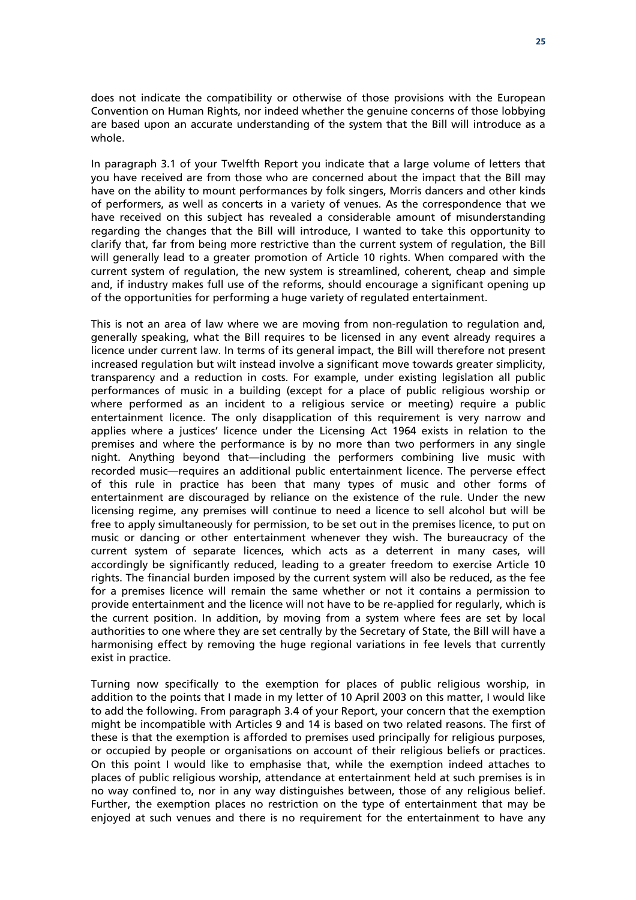does not indicate the compatibility or otherwise of those provisions with the European Convention on Human Rights, nor indeed whether the genuine concerns of those lobbying are based upon an accurate understanding of the system that the Bill will introduce as a whole.

In paragraph 3.1 of your Twelfth Report you indicate that a large volume of letters that you have received are from those who are concerned about the impact that the Bill may have on the ability to mount performances by folk singers, Morris dancers and other kinds of performers, as well as concerts in a variety of venues. As the correspondence that we have received on this subject has revealed a considerable amount of misunderstanding regarding the changes that the Bill will introduce, I wanted to take this opportunity to clarify that, far from being more restrictive than the current system of regulation, the Bill will generally lead to a greater promotion of Article 10 rights. When compared with the current system of regulation, the new system is streamlined, coherent, cheap and simple and, if industry makes full use of the reforms, should encourage a significant opening up of the opportunities for performing a huge variety of regulated entertainment.

This is not an area of law where we are moving from non-regulation to regulation and, generally speaking, what the Bill requires to be licensed in any event already requires a licence under current law. In terms of its general impact, the Bill will therefore not present increased regulation but wilt instead involve a significant move towards greater simplicity, transparency and a reduction in costs. For example, under existing legislation all public performances of music in a building (except for a place of public religious worship or where performed as an incident to a religious service or meeting) require a public entertainment licence. The only disapplication of this requirement is very narrow and applies where a justices' licence under the Licensing Act 1964 exists in relation to the premises and where the performance is by no more than two performers in any single night. Anything beyond that—including the performers combining live music with recorded music—requires an additional public entertainment licence. The perverse effect of this rule in practice has been that many types of music and other forms of entertainment are discouraged by reliance on the existence of the rule. Under the new licensing regime, any premises will continue to need a licence to sell alcohol but will be free to apply simultaneously for permission, to be set out in the premises licence, to put on music or dancing or other entertainment whenever they wish. The bureaucracy of the current system of separate licences, which acts as a deterrent in many cases, will accordingly be significantly reduced, leading to a greater freedom to exercise Article 10 rights. The financial burden imposed by the current system will also be reduced, as the fee for a premises licence will remain the same whether or not it contains a permission to provide entertainment and the licence will not have to be re-applied for regularly, which is the current position. In addition, by moving from a system where fees are set by local authorities to one where they are set centrally by the Secretary of State, the Bill will have a harmonising effect by removing the huge regional variations in fee levels that currently exist in practice.

Turning now specifically to the exemption for places of public religious worship, in addition to the points that I made in my letter of 10 April 2003 on this matter, I would like to add the following. From paragraph 3.4 of your Report, your concern that the exemption might be incompatible with Articles 9 and 14 is based on two related reasons. The first of these is that the exemption is afforded to premises used principally for religious purposes, or occupied by people or organisations on account of their religious beliefs or practices. On this point I would like to emphasise that, while the exemption indeed attaches to places of public religious worship, attendance at entertainment held at such premises is in no way confined to, nor in any way distinguishes between, those of any religious belief. Further, the exemption places no restriction on the type of entertainment that may be enjoyed at such venues and there is no requirement for the entertainment to have any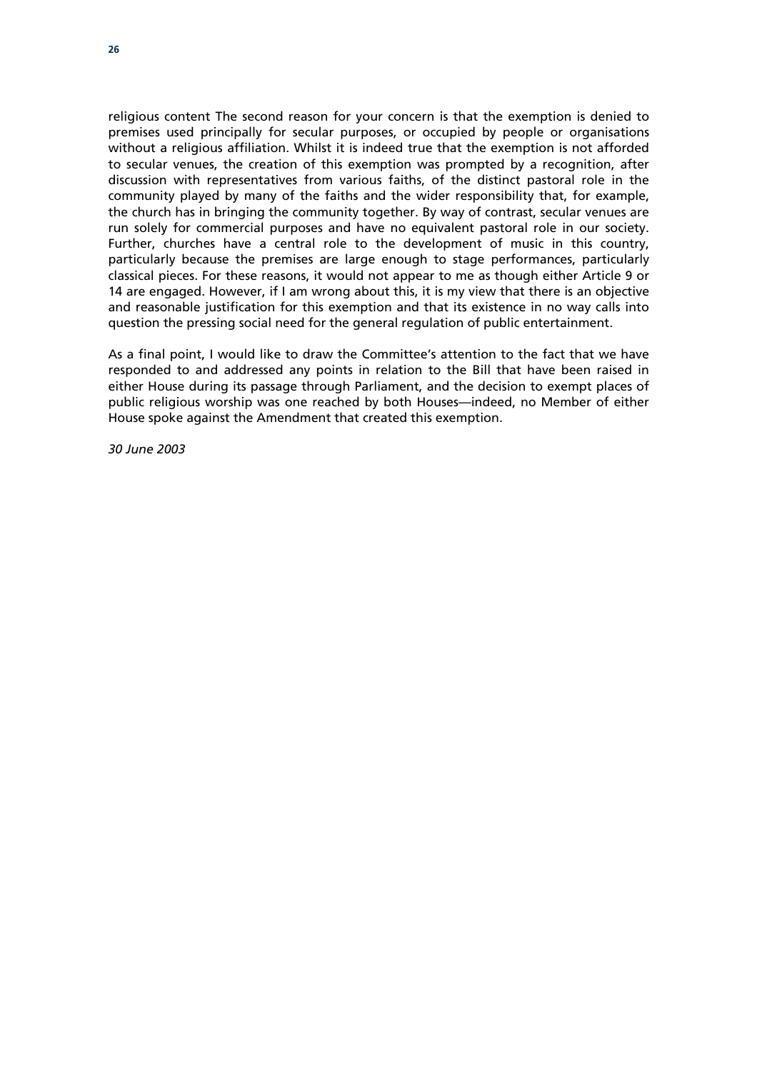religious content The second reason for your concern is that the exemption is denied to premises used principally for secular purposes, or occupied by people or organisations without a religious affiliation. Whilst it is indeed true that the exemption is not afforded to secular venues, the creation of this exemption was prompted by a recognition, after discussion with representatives from various faiths, of the distinct pastoral role in the community played by many of the faiths and the wider responsibility that, for example, the church has in bringing the community together. By way of contrast, secular venues are run solely for commercial purposes and have no equivalent pastoral role in our society. Further, churches have a central role to the development of music in this country, particularly because the premises are large enough to stage performances, particularly classical pieces. For these reasons, it would not appear to me as though either Article 9 or 14 are engaged. However, if I am wrong about this, it is my view that there is an objective and reasonable justification for this exemption and that its existence in no way calls into question the pressing social need for the general regulation of public entertainment.

As a final point, I would like to draw the Committee's attention to the fact that we have responded to and addressed any points in relation to the Bill that have been raised in either House during its passage through Parliament, and the decision to exempt places of public religious worship was one reached by both Houses—indeed, no Member of either House spoke against the Amendment that created this exemption.

*30 June 2003*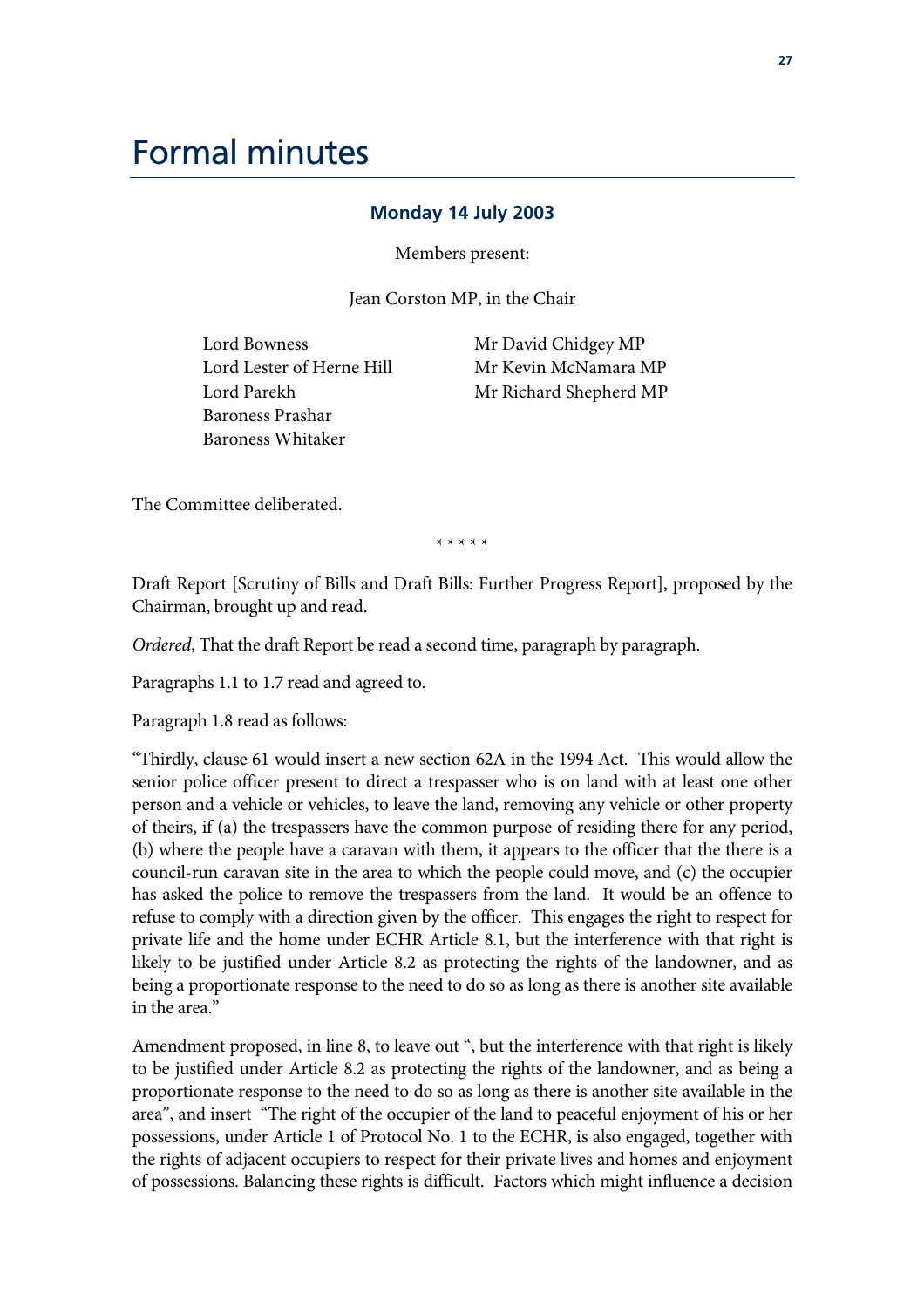# Formal minutes

### Monday 14 July 2003

Members present:

Jean Corston MP, in the Chair

Lord Bowness
Lord Lester of Herne Hill
Lord Parekh
Baroness Prashar
Baroness Whitaker

Mr David Chidgey MP
Mr Kevin McNamara MP
Mr Richard Shepherd MP

The Committee deliberated.

\* \* \* \* \*

Draft Report [Scrutiny of Bills and Draft Bills: Further Progress Report], proposed by the Chairman, brought up and read.

*Ordered*, That the draft Report be read a second time, paragraph by paragraph.

Paragraphs 1.1 to 1.7 read and agreed to.

Paragraph 1.8 read as follows:

"Thirdly, clause 61 would insert a new section 62A in the 1994 Act. This would allow the senior police officer present to direct a trespasser who is on land with at least one other person and a vehicle or vehicles, to leave the land, removing any vehicle or other property of theirs, if (a) the trespassers have the common purpose of residing there for any period, (b) where the people have a caravan with them, it appears to the officer that the there is a council-run caravan site in the area to which the people could move, and (c) the occupier has asked the police to remove the trespassers from the land. It would be an offence to refuse to comply with a direction given by the officer. This engages the right to respect for private life and the home under ECHR Article 8.1, but the interference with that right is likely to be justified under Article 8.2 as protecting the rights of the landowner, and as being a proportionate response to the need to do so as long as there is another site available in the area."

Amendment proposed, in line 8, to leave out ", but the interference with that right is likely to be justified under Article 8.2 as protecting the rights of the landowner, and as being a proportionate response to the need to do so as long as there is another site available in the area", and insert "The right of the occupier of the land to peaceful enjoyment of his or her possessions, under Article 1 of Protocol No. 1 to the ECHR, is also engaged, together with the rights of adjacent occupiers to respect for their private lives and homes and enjoyment of possessions. Balancing these rights is difficult. Factors which might influence a decision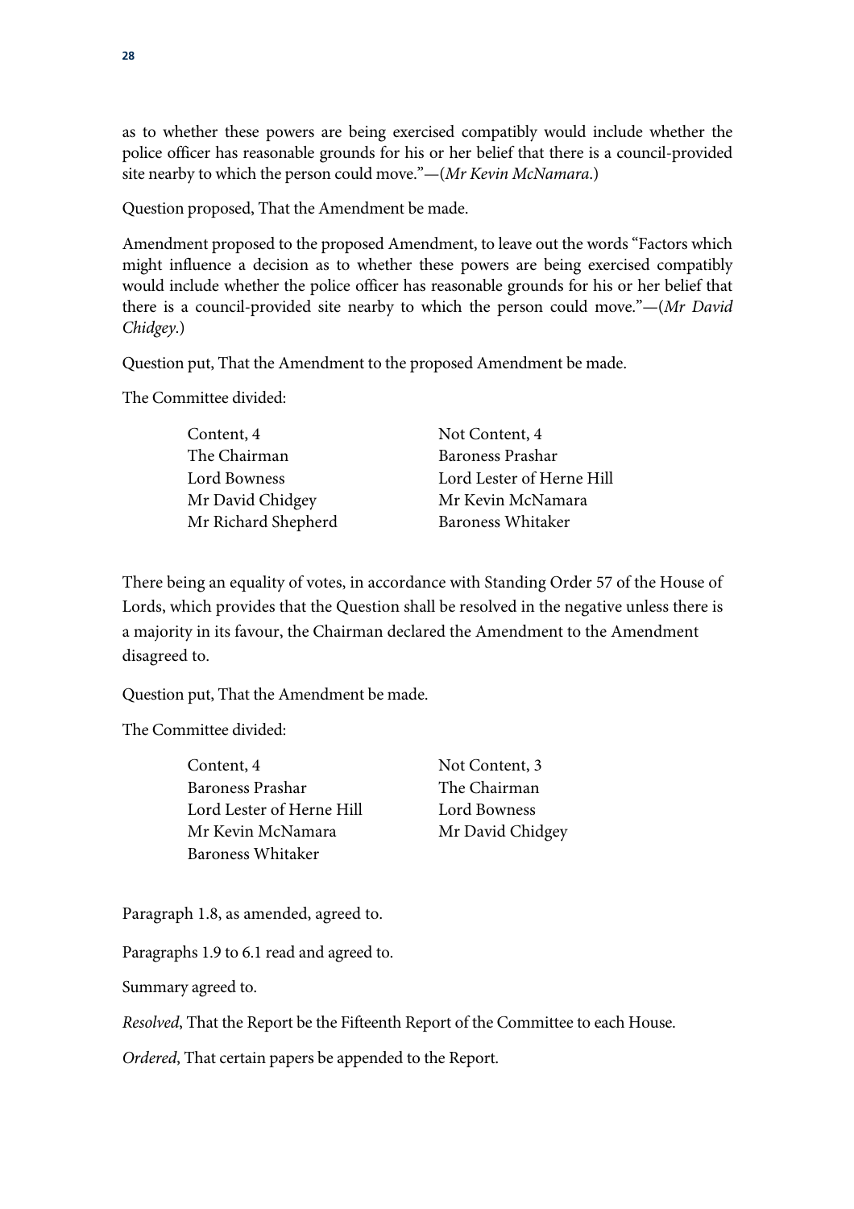as to whether these powers are being exercised compatibly would include whether the police officer has reasonable grounds for his or her belief that there is a council-provided site nearby to which the person could move."—(*Mr Kevin McNamara*.)

Question proposed, That the Amendment be made.

Amendment proposed to the proposed Amendment, to leave out the words "Factors which might influence a decision as to whether these powers are being exercised compatibly would include whether the police officer has reasonable grounds for his or her belief that there is a council-provided site nearby to which the person could move."—(*Mr David Chidgey*.)

Question put, That the Amendment to the proposed Amendment be made.

The Committee divided:

| Content, 4 | Not Content, 4 |
|---|---|
| The Chairman | Baroness Prashar |
| Lord Bowness | Lord Lester of Herne Hill |
| Mr David Chidgey | Mr Kevin McNamara |
| Mr Richard Shepherd | Baroness Whitaker |

There being an equality of votes, in accordance with Standing Order 57 of the House of Lords, which provides that the Question shall be resolved in the negative unless there is a majority in its favour, the Chairman declared the Amendment to the Amendment disagreed to.

Question put, That the Amendment be made.

The Committee divided:

| Content, 4 | Not Content, 3 |
|---|---|
| Baroness Prashar | The Chairman |
| Lord Lester of Herne Hill | Lord Bowness |
| Mr Kevin McNamara | Mr David Chidgey |
| Baroness Whitaker | |

Paragraph 1.8, as amended, agreed to.

Paragraphs 1.9 to 6.1 read and agreed to.

Summary agreed to.

*Resolved*, That the Report be the Fifteenth Report of the Committee to each House.

*Ordered*, That certain papers be appended to the Report.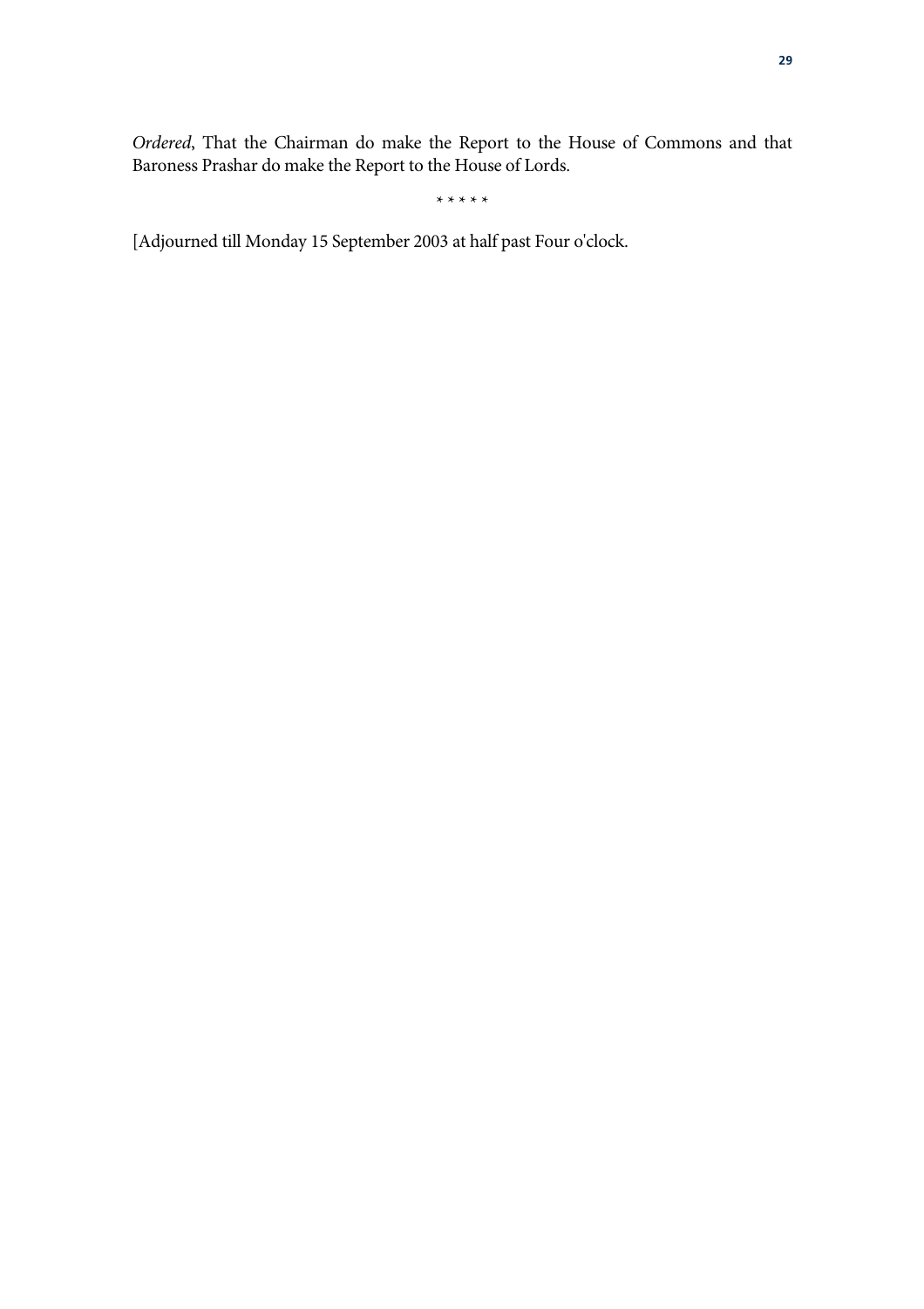*Ordered*, That the Chairman do make the Report to the House of Commons and that Baroness Prashar do make the Report to the House of Lords.

\* \* \* \* \*

[Adjourned till Monday 15 September 2003 at half past Four o'clock.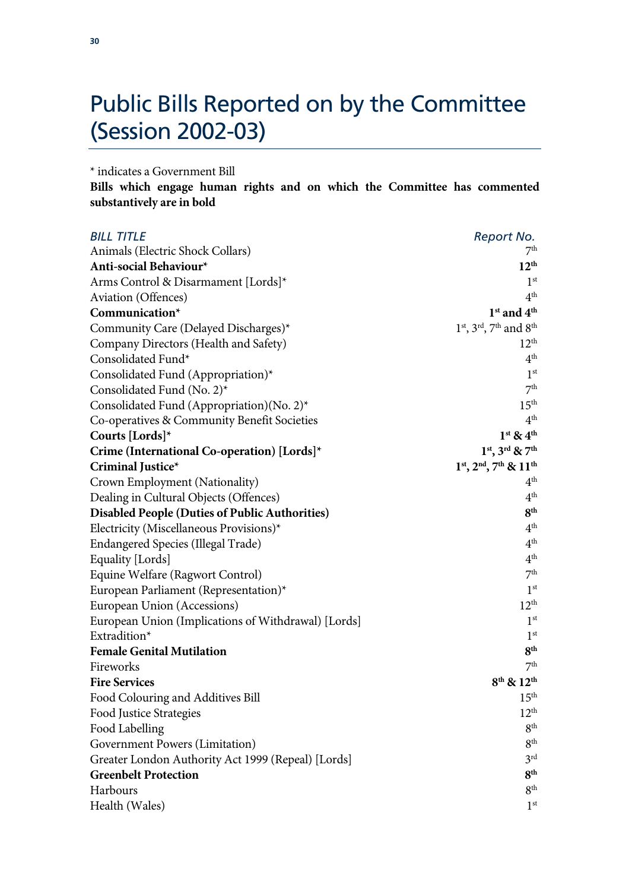# Public Bills Reported on by the Committee (Session 2002-03)

\* indicates a Government Bill

**Bills which engage human rights and on which the Committee has commented substantively are in bold**

| *BILL TITLE* | *Report No.* |
|---|---|
| Animals (Electric Shock Collars) | 7th |
| **Anti-social Behaviour*** | **12th** |
| Arms Control & Disarmament [Lords]* | 1st |
| Aviation (Offences) | 4th |
| **Communication*** | **1st and 4th** |
| Community Care (Delayed Discharges)* | 1st, 3rd, 7th and 8th |
| Company Directors (Health and Safety) | 12th |
| Consolidated Fund* | 4th |
| Consolidated Fund (Appropriation)* | 1st |
| Consolidated Fund (No. 2)* | 7th |
| Consolidated Fund (Appropriation)(No. 2)* | 15th |
| Co-operatives & Community Benefit Societies | 4th |
| **Courts [Lords]*** | **1st & 4th** |
| **Crime (International Co-operation) [Lords]*** | **1st, 3rd & 7th** |
| **Criminal Justice*** | **1st, 2nd, 7th & 11th** |
| Crown Employment (Nationality) | 4th |
| Dealing in Cultural Objects (Offences) | 4th |
| **Disabled People (Duties of Public Authorities)** | **8th** |
| Electricity (Miscellaneous Provisions)* | 4th |
| Endangered Species (Illegal Trade) | 4th |
| Equality [Lords] | 4th |
| Equine Welfare (Ragwort Control) | 7th |
| European Parliament (Representation)* | 1st |
| European Union (Accessions) | 12th |
| European Union (Implications of Withdrawal) [Lords] | 1st |
| Extradition* | 1st |
| **Female Genital Mutilation** | **8th** |
| Fireworks | 7th |
| **Fire Services** | **8th & 12th** |
| Food Colouring and Additives Bill | 15th |
| Food Justice Strategies | 12th |
| Food Labelling | 8th |
| Government Powers (Limitation) | 8th |
| Greater London Authority Act 1999 (Repeal) [Lords] | 3rd |
| **Greenbelt Protection** | **8th** |
| Harbours | 8th |
| Health (Wales) | 1st |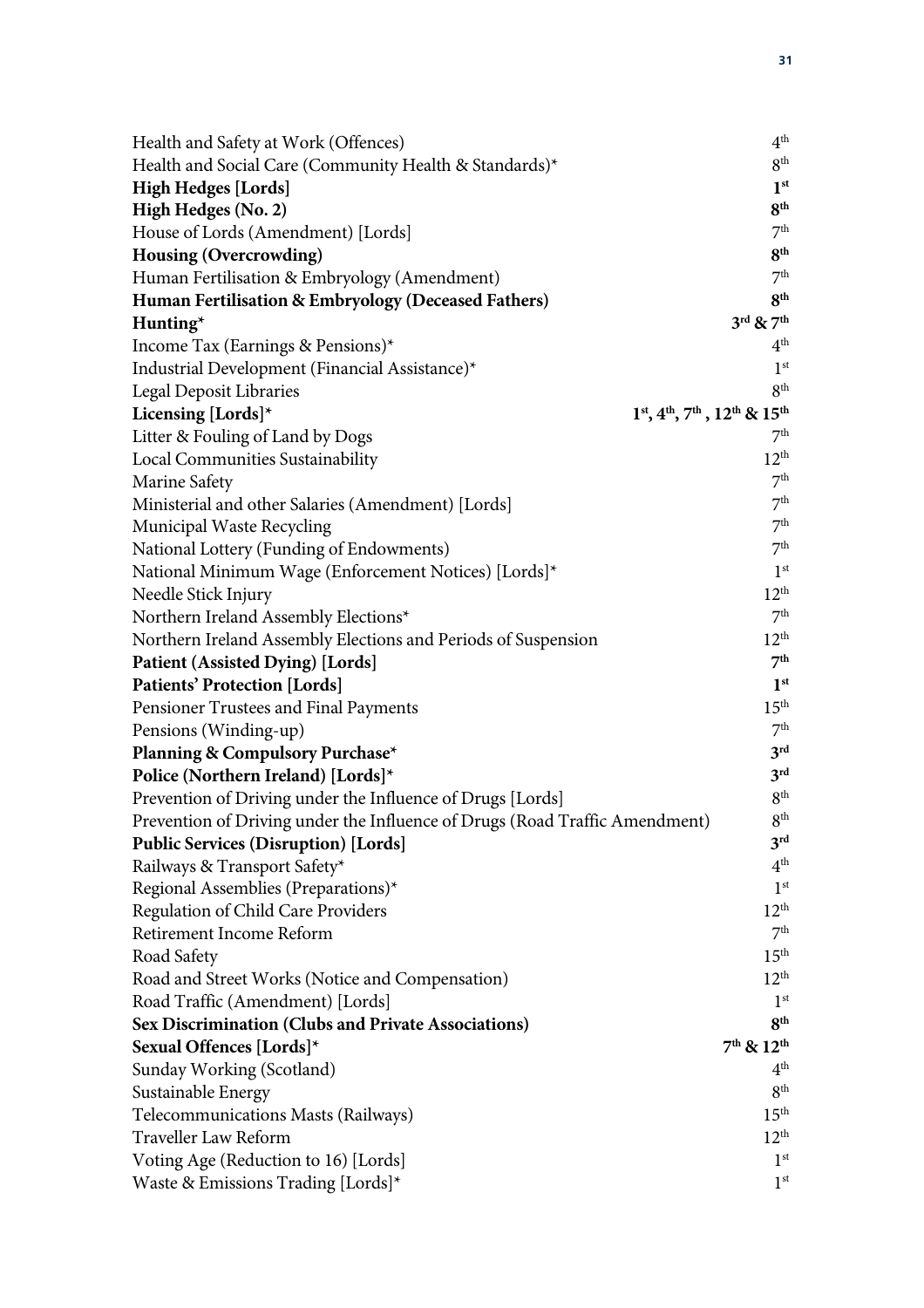| | |
|---|---|
| Health and Safety at Work (Offences) | 4th |
| Health and Social Care (Community Health & Standards)* | 8th |
| **High Hedges [Lords]** | **1st** |
| **High Hedges (No. 2)** | **8th** |
| House of Lords (Amendment) [Lords] | 7th |
| **Housing (Overcrowding)** | **8th** |
| Human Fertilisation & Embryology (Amendment) | 7th |
| **Human Fertilisation & Embryology (Deceased Fathers)** | **8th** |
| **Hunting*** | **3rd & 7th** |
| Income Tax (Earnings & Pensions)* | 4th |
| Industrial Development (Financial Assistance)* | 1st |
| Legal Deposit Libraries | 8th |
| **Licensing [Lords]*** | **1st, 4th, 7th , 12th & 15th** |
| Litter & Fouling of Land by Dogs | 7th |
| Local Communities Sustainability | 12th |
| Marine Safety | 7th |
| Ministerial and other Salaries (Amendment) [Lords] | 7th |
| Municipal Waste Recycling | 7th |
| National Lottery (Funding of Endowments) | 7th |
| National Minimum Wage (Enforcement Notices) [Lords]* | 1st |
| Needle Stick Injury | 12th |
| Northern Ireland Assembly Elections* | 7th |
| Northern Ireland Assembly Elections and Periods of Suspension | 12th |
| **Patient (Assisted Dying) [Lords]** | **7th** |
| **Patients' Protection [Lords]** | **1st** |
| Pensioner Trustees and Final Payments | 15th |
| Pensions (Winding-up) | 7th |
| **Planning & Compulsory Purchase*** | **3rd** |
| **Police (Northern Ireland) [Lords]*** | **3rd** |
| Prevention of Driving under the Influence of Drugs [Lords] | 8th |
| Prevention of Driving under the Influence of Drugs (Road Traffic Amendment) | 8th |
| **Public Services (Disruption) [Lords]** | **3rd** |
| Railways & Transport Safety* | 4th |
| Regional Assemblies (Preparations)* | 1st |
| Regulation of Child Care Providers | 12th |
| Retirement Income Reform | 7th |
| Road Safety | 15th |
| Road and Street Works (Notice and Compensation) | 12th |
| Road Traffic (Amendment) [Lords] | 1st |
| **Sex Discrimination (Clubs and Private Associations)** | **8th** |
| **Sexual Offences [Lords]*** | **7th & 12th** |
| Sunday Working (Scotland) | 4th |
| Sustainable Energy | 8th |
| Telecommunications Masts (Railways) | 15th |
| Traveller Law Reform | 12th |
| Voting Age (Reduction to 16) [Lords] | 1st |
| Waste & Emissions Trading [Lords]* | 1st |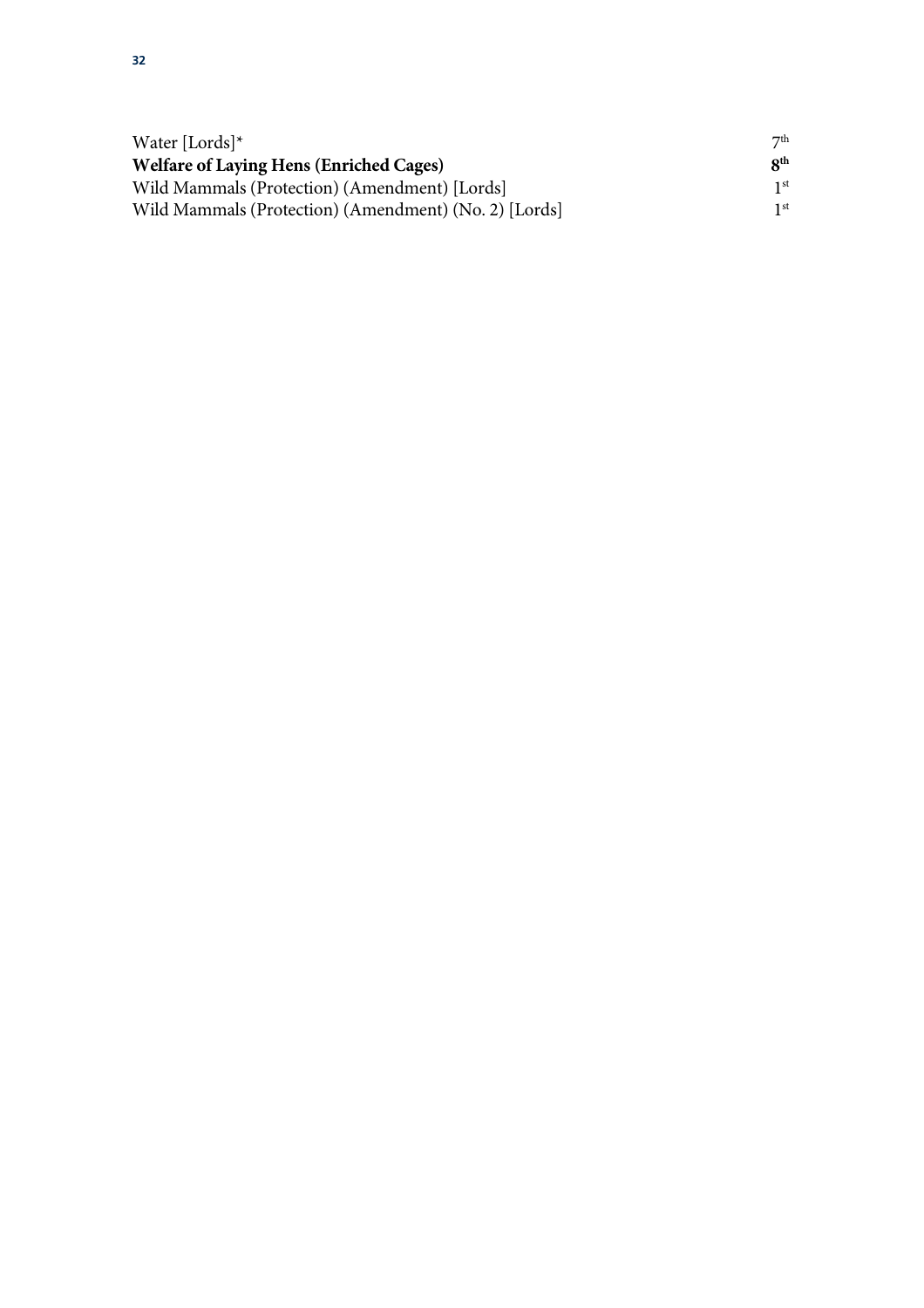| | |
|---|---|
| Water [Lords]* | 7th |
| **Welfare of Laying Hens (Enriched Cages)** | **8th** |
| Wild Mammals (Protection) (Amendment) [Lords] | 1st |
| Wild Mammals (Protection) (Amendment) (No. 2) [Lords] | 1st |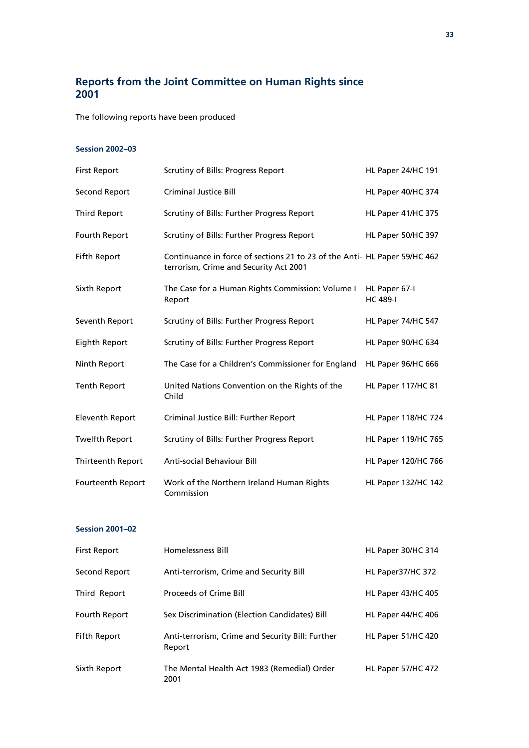## Reports from the Joint Committee on Human Rights since 2001

The following reports have been produced

### Session 2002–03

| | | |
|---|---|---|
| First Report | Scrutiny of Bills: Progress Report | HL Paper 24/HC 191 |
| Second Report | Criminal Justice Bill | HL Paper 40/HC 374 |
| Third Report | Scrutiny of Bills: Further Progress Report | HL Paper 41/HC 375 |
| Fourth Report | Scrutiny of Bills: Further Progress Report | HL Paper 50/HC 397 |
| Fifth Report | Continuance in force of sections 21 to 23 of the Anti-terrorism, Crime and Security Act 2001 | HL Paper 59/HC 462 |
| Sixth Report | The Case for a Human Rights Commission: Volume I Report | HL Paper 67-I HC 489-I |
| Seventh Report | Scrutiny of Bills: Further Progress Report | HL Paper 74/HC 547 |
| Eighth Report | Scrutiny of Bills: Further Progress Report | HL Paper 90/HC 634 |
| Ninth Report | The Case for a Children's Commissioner for England | HL Paper 96/HC 666 |
| Tenth Report | United Nations Convention on the Rights of the Child | HL Paper 117/HC 81 |
| Eleventh Report | Criminal Justice Bill: Further Report | HL Paper 118/HC 724 |
| Twelfth Report | Scrutiny of Bills: Further Progress Report | HL Paper 119/HC 765 |
| Thirteenth Report | Anti-social Behaviour Bill | HL Paper 120/HC 766 |
| Fourteenth Report | Work of the Northern Ireland Human Rights Commission | HL Paper 132/HC 142 |

### Session 2001–02

| | | |
|---|---|---|
| First Report | Homelessness Bill | HL Paper 30/HC 314 |
| Second Report | Anti-terrorism, Crime and Security Bill | HL Paper37/HC 372 |
| Third Report | Proceeds of Crime Bill | HL Paper 43/HC 405 |
| Fourth Report | Sex Discrimination (Election Candidates) Bill | HL Paper 44/HC 406 |
| Fifth Report | Anti-terrorism, Crime and Security Bill: Further Report | HL Paper 51/HC 420 |
| Sixth Report | The Mental Health Act 1983 (Remedial) Order 2001 | HL Paper 57/HC 472 |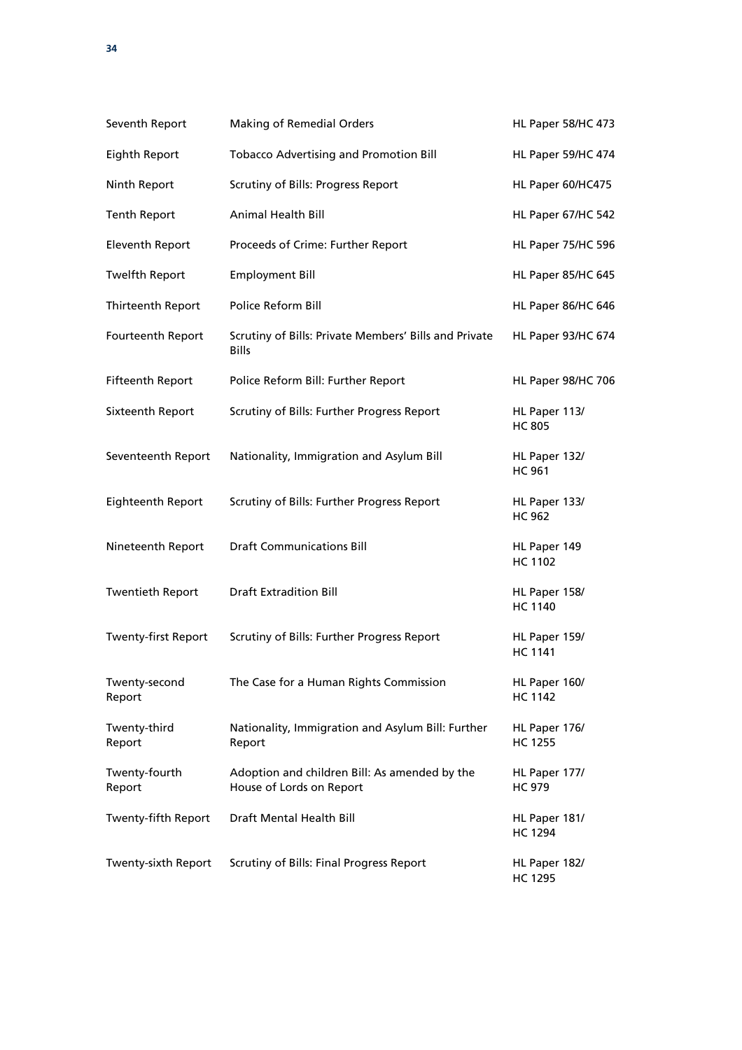| | | |
|---|---|---|
| Seventh Report | Making of Remedial Orders | HL Paper 58/HC 473 |
| Eighth Report | Tobacco Advertising and Promotion Bill | HL Paper 59/HC 474 |
| Ninth Report | Scrutiny of Bills: Progress Report | HL Paper 60/HC475 |
| Tenth Report | Animal Health Bill | HL Paper 67/HC 542 |
| Eleventh Report | Proceeds of Crime: Further Report | HL Paper 75/HC 596 |
| Twelfth Report | Employment Bill | HL Paper 85/HC 645 |
| Thirteenth Report | Police Reform Bill | HL Paper 86/HC 646 |
| Fourteenth Report | Scrutiny of Bills: Private Members' Bills and Private Bills | HL Paper 93/HC 674 |
| Fifteenth Report | Police Reform Bill: Further Report | HL Paper 98/HC 706 |
| Sixteenth Report | Scrutiny of Bills: Further Progress Report | HL Paper 113/ HC 805 |
| Seventeenth Report | Nationality, Immigration and Asylum Bill | HL Paper 132/ HC 961 |
| Eighteenth Report | Scrutiny of Bills: Further Progress Report | HL Paper 133/ HC 962 |
| Nineteenth Report | Draft Communications Bill | HL Paper 149 HC 1102 |
| Twentieth Report | Draft Extradition Bill | HL Paper 158/ HC 1140 |
| Twenty-first Report | Scrutiny of Bills: Further Progress Report | HL Paper 159/ HC 1141 |
| Twenty-second Report | The Case for a Human Rights Commission | HL Paper 160/ HC 1142 |
| Twenty-third Report | Nationality, Immigration and Asylum Bill: Further Report | HL Paper 176/ HC 1255 |
| Twenty-fourth Report | Adoption and children Bill: As amended by the House of Lords on Report | HL Paper 177/ HC 979 |
| Twenty-fifth Report | Draft Mental Health Bill | HL Paper 181/ HC 1294 |
| Twenty-sixth Report | Scrutiny of Bills: Final Progress Report | HL Paper 182/ HC 1295 |